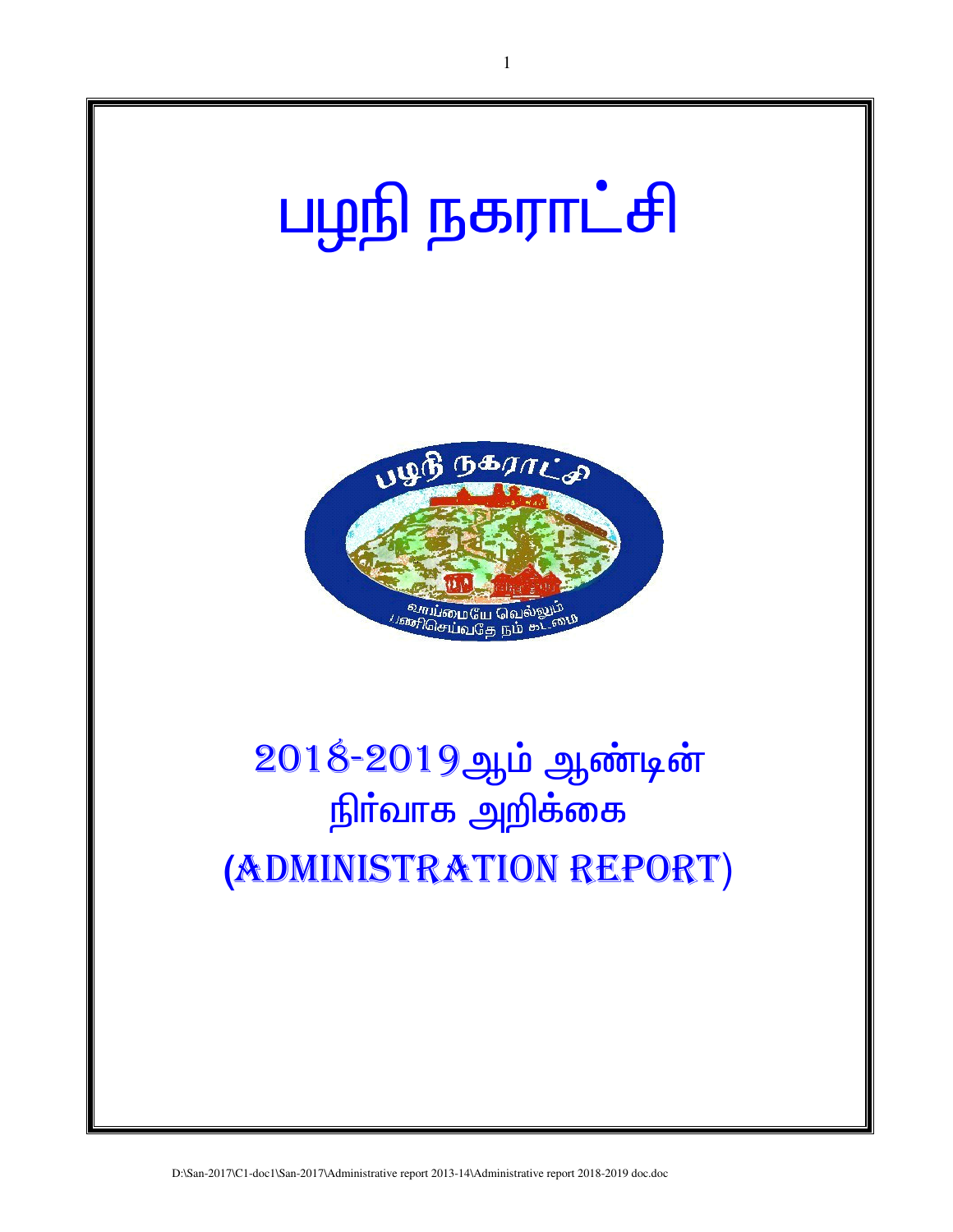# பழநி நகராட்சி

# 2018-2019ஆம் ஆண்டின் நிர்வாக அறிக்கை

# (ADMINISTRATION REPORT)

D:\San-2017\C1-doc1\San-2017\Administrative report 2013-14\Administrative report 2018-2019 doc.doc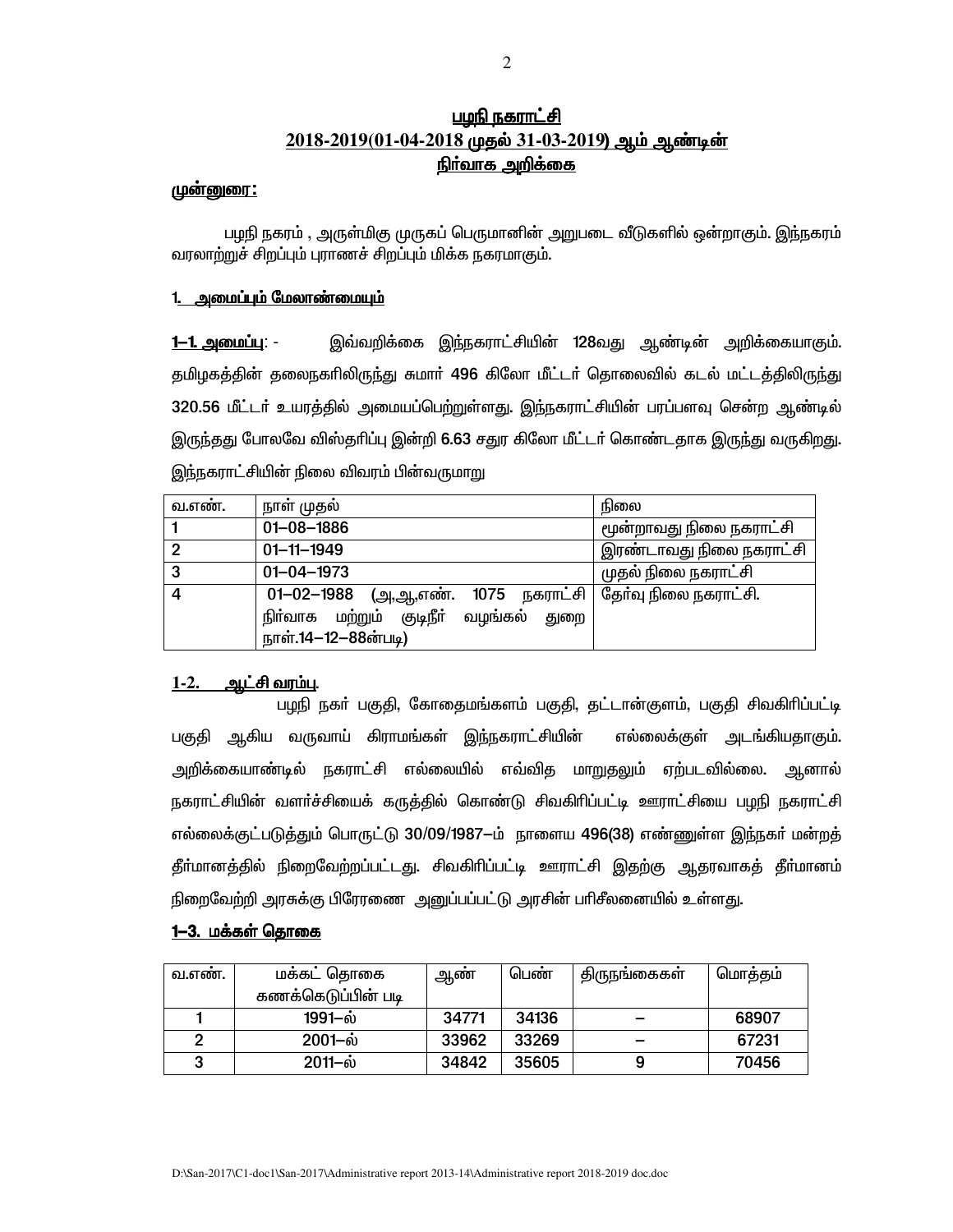# பழநி நகராட்சி
## 2018-2019(01-04-2018 முதல் 31-03-2019) ஆம் ஆண்டின் நிர்வாக அறிக்கை

**முன்னுரை:**

பழநி நகரம் , அருள்மிகு முருகப் பெருமானின் அறுபடை வீடுகளில் ஒன்றாகும். இந்நகரம் வரலாற்றுச் சிறப்பும் புராணச் சிறப்பும் மிக்க நகரமாகும்.

### 1. அமைப்பும் மேலாண்மையும்

**1–1. அமைப்பு**: - இவ்வறிக்கை இந்நகராட்சியின் 128வது ஆண்டின் அறிக்கையாகும். தமிழகத்தின் தலைநகரிலிருந்து சுமார் 496 கிலோ மீட்டர் தொலைவில் கடல் மட்டத்திலிருந்து 320.56 மீட்டர் உயரத்தில் அமையப்பெற்றுள்ளது. இந்நகராட்சியின் பரப்பளவு சென்ற ஆண்டில் இருந்தது போலவே விஸ்தரிப்பு இன்றி 6.63 சதுர கிலோ மீட்டர் கொண்டதாக இருந்து வருகிறது. இந்நகராட்சியின் நிலை விவரம் பின்வருமாறு

| வ.எண். | நாள் முதல் | நிலை |
|---|---|---|
| 1 | 01–08–1886 | மூன்றாவது நிலை நகராட்சி |
| 2 | 01–11–1949 | இரண்டாவது நிலை நகராட்சி |
| 3 | 01–04–1973 | முதல் நிலை நகராட்சி |
| 4 | 01–02–1988 (அ,ஆ,எண். 1075 நகராட்சி நிர்வாக மற்றும் குடிநீர் வழங்கல் துறை நாள்.14–12–88ன்படி) | தேர்வு நிலை நகராட்சி. |

**1-2. ஆட்சி வரம்பு**.

பழநி நகர் பகுதி, கோதைமங்களம் பகுதி, தட்டான்குளம், பகுதி சிவகிரிப்பட்டி பகுதி ஆகிய வருவாய் கிராமங்கள் இந்நகராட்சியின் எல்லைக்குள் அடங்கியதாகும். அறிக்கையாண்டில் நகராட்சி எல்லையில் எவ்வித மாறுதலும் ஏற்படவில்லை. ஆனால் நகராட்சியின் வளர்ச்சியைக் கருத்தில் கொண்டு சிவகிரிப்பட்டி ஊராட்சியை பழநி நகராட்சி எல்லைக்குட்படுத்தும் பொருட்டு 30/09/1987–ம் நாளைய 496(38) எண்ணுள்ள இந்நகர் மன்றத் தீர்மானத்தில் நிறைவேற்றப்பட்டது. சிவகிரிப்பட்டி ஊராட்சி இதற்கு ஆதரவாகத் தீர்மானம் நிறைவேற்றி அரசுக்கு பிரேரணை அனுப்பப்பட்டு அரசின் பரிசீலனையில் உள்ளது.

**1–3. மக்கள் தொகை**

| வ.எண். | மக்கட் தொகை கணக்கெடுப்பின் படி | ஆண் | பெண் | திருநங்கைகள் | மொத்தம் |
|---|---|---|---|---|---|
| 1 | 1991–ல் | 34771 | 34136 | – | 68907 |
| 2 | 2001–ல் | 33962 | 33269 | – | 67231 |
| 3 | 2011–ல் | 34842 | 35605 | 9 | 70456 |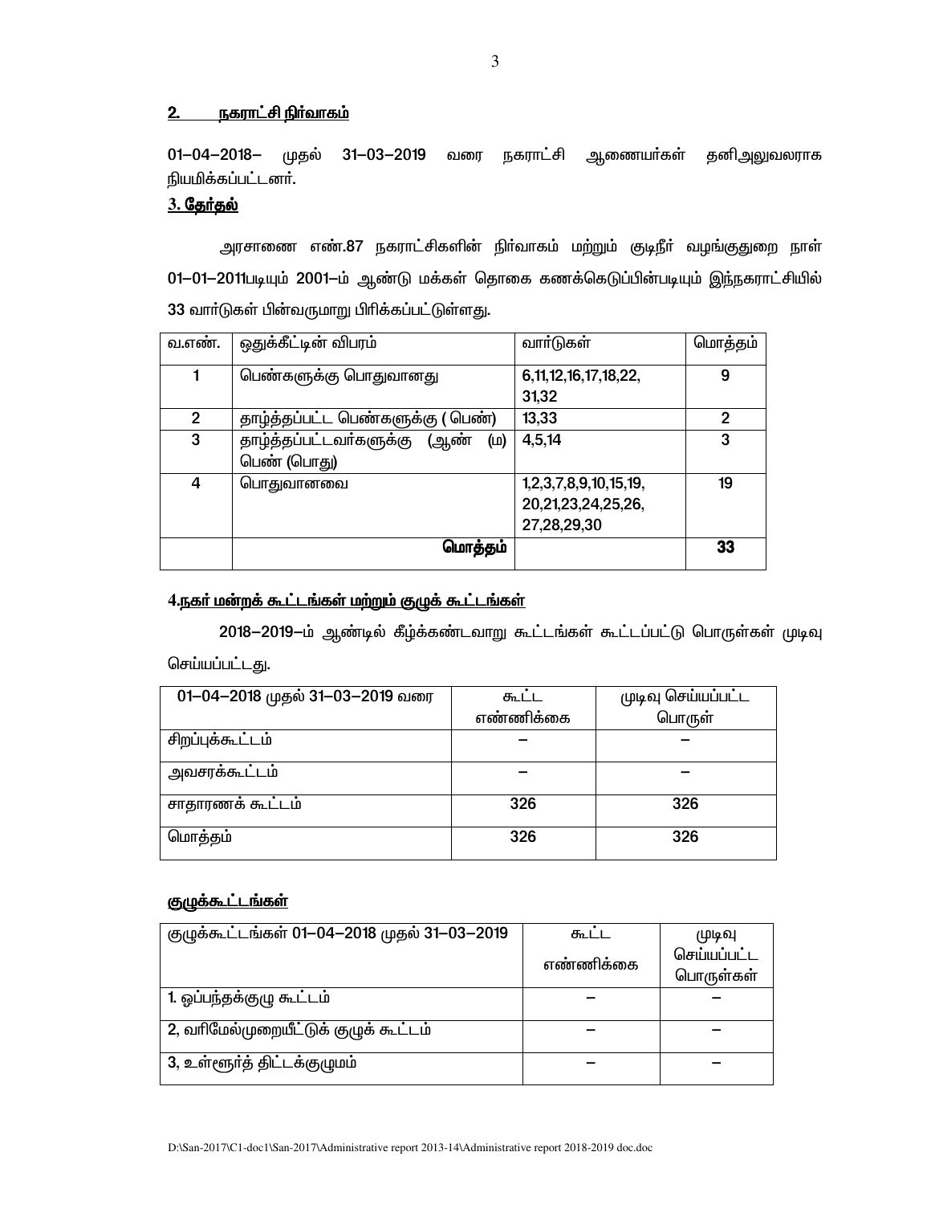## 2. நகராட்சி நிர்வாகம்

01–04–2018– முதல் 31–03–2019 வரை நகராட்சி ஆணையர்கள் தனிஅலுவலராக நியமிக்கப்பட்டனர்.

## 3. தேர்தல்

அரசாணை எண்.87 நகராட்சிகளின் நிர்வாகம் மற்றும் குடிநீர் வழங்குதுறை நாள் 01–01–2011படியும் 2001–ம் ஆண்டு மக்கள் தொகை கணக்கெடுப்பின்படியும் இந்நகராட்சியில் 33 வார்டுகள் பின்வருமாறு பிரிக்கப்பட்டுள்ளது.

| வ.எண். | ஒதுக்கீட்டின் விபரம் | வார்டுகள் | மொத்தம் |
|---|---|---|---|
| 1 | பெண்களுக்கு பொதுவானது | 6,11,12,16,17,18,22, 31,32 | 9 |
| 2 | தாழ்த்தப்பட்ட பெண்களுக்கு ( பெண்) | 13,33 | 2 |
| 3 | தாழ்த்தப்பட்டவர்களுக்கு (ஆண் (ம) பெண் (பொது) | 4,5,14 | 3 |
| 4 | பொதுவானவை | 1,2,3,7,8,9,10,15,19, 20,21,23,24,25,26, 27,28,29,30 | 19 |
| | **மொத்தம்** | | **33** |

## 4.நகர் மன்றக் கூட்டங்கள் மற்றும் குழுக் கூட்டங்கள்

2018–2019–ம் ஆண்டில் கீழ்க்கண்டவாறு கூட்டங்கள் கூட்டப்பட்டு பொருள்கள் முடிவு செய்யப்பட்டது.

| 01–04–2018 முதல் 31–03–2019 வரை | கூட்ட எண்ணிக்கை | முடிவு செய்யப்பட்ட பொருள் |
|---|---|---|
| சிறப்புக்கூட்டம் | – | – |
| அவசரக்கூட்டம் | – | – |
| சாதாரணக் கூட்டம் | 326 | 326 |
| மொத்தம் | 326 | 326 |

### குழுக்கூட்டங்கள்

| குழுக்கூட்டங்கள் 01–04–2018 முதல் 31–03–2019 | கூட்ட எண்ணிக்கை | முடிவு செய்யப்பட்ட பொருள்கள் |
|---|---|---|
| 1. ஒப்பந்தக்குழு கூட்டம் | – | – |
| 2, வரிமேல்முறையீட்டுக் குழுக் கூட்டம் | – | – |
| 3, உள்ளூர்த் திட்டக்குழுமம் | – | – |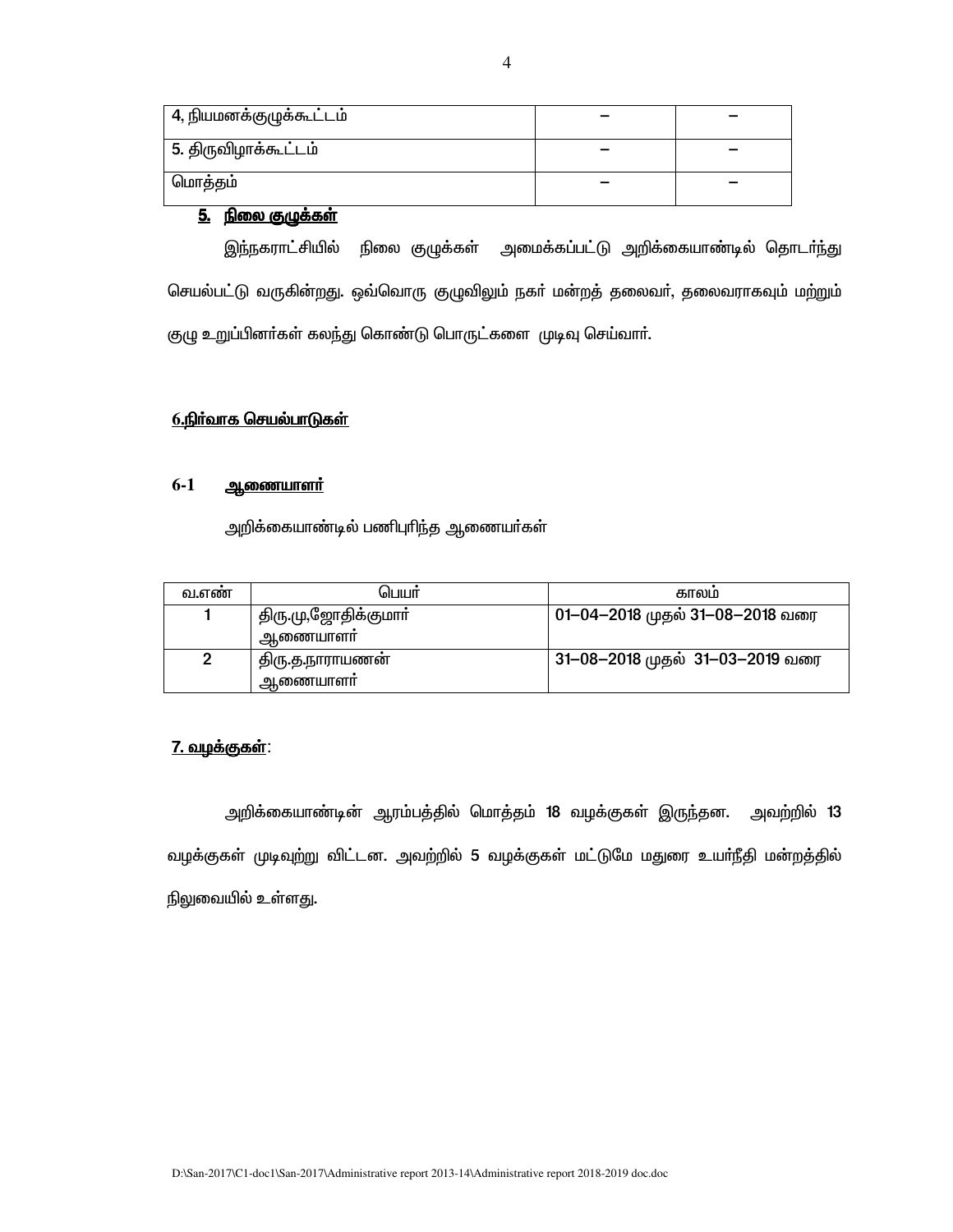| 4, நியமனக்குழுக்கூட்டம் | – | – |
|---|---|---|
| 5. திருவிழாக்கூட்டம் | – | – |
| மொத்தம் | – | – |

## 5. நிலை குழுக்கள்

இந்நகராட்சியில் நிலை குழுக்கள் அமைக்கப்பட்டு அறிக்கையாண்டில் தொடர்ந்து செயல்பட்டு வருகின்றது. ஒவ்வொரு குழுவிலும் நகர் மன்றத் தலைவர், தலைவராகவும் மற்றும் குழு உறுப்பினர்கள் கலந்து கொண்டு பொருட்களை முடிவு செய்வார்.

## 6.நிர்வாக செயல்பாடுகள்

### 6-1 ஆணையாளர்

அறிக்கையாண்டில் பணிபுரிந்த ஆணையர்கள்

| வ.எண் | பெயர் | காலம் |
|---|---|---|
| 1 | திரு.மு,ஜோதிக்குமார் ஆணையாளர் | 01–04–2018 முதல் 31–08–2018 வரை |
| 2 | திரு.த.நாராயணன் ஆணையாளர் | 31–08–2018 முதல் 31–03–2019 வரை |

## 7. வழக்குகள்:

அறிக்கையாண்டின் ஆரம்பத்தில் மொத்தம் 18 வழக்குகள் இருந்தன. அவற்றில் 13 வழக்குகள் முடிவுற்று விட்டன. அவற்றில் 5 வழக்குகள் மட்டுமே மதுரை உயர்நீதி மன்றத்தில் நிலுவையில் உள்ளது.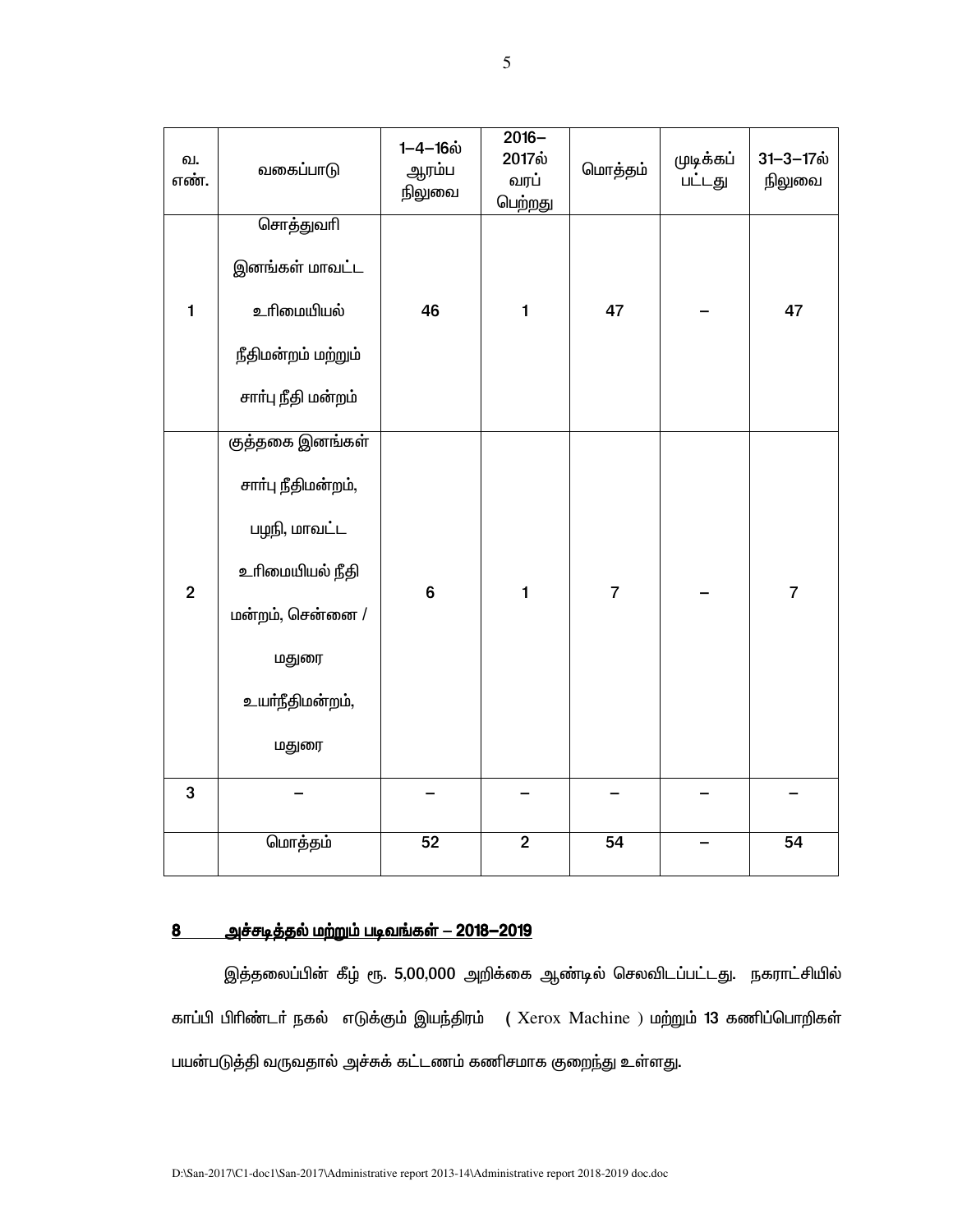| வ. எண். | வகைப்பாடு | 1–4–16ல் ஆரம்ப நிலுவை | 2016–2017ல் வரப் பெற்றது | மொத்தம் | முடிக்கப் பட்டது | 31–3–17ல் நிலுவை |
|---|---|---|---|---|---|---|
| 1 | சொத்துவரி இனங்கள் மாவட்ட உரிமையியல் நீதிமன்றம் மற்றும் சார்பு நீதி மன்றம் | 46 | 1 | 47 | – | 47 |
| 2 | குத்தகை இனங்கள் சார்பு நீதிமன்றம், பழநி, மாவட்ட உரிமையியல் நீதி மன்றம், சென்னை / மதுரை உயர்நீதிமன்றம், மதுரை | 6 | 1 | 7 | – | 7 |
| 3 | – | – | – | – | – | – |
| | மொத்தம் | 52 | 2 | 54 | – | 54 |

## 8 அச்சடித்தல் மற்றும் படிவங்கள் – 2018–2019

இத்தலைப்பின் கீழ் ரூ. 5,00,000 அறிக்கை ஆண்டில் செலவிடப்பட்டது. நகராட்சியில் காப்பி பிரிண்டர் நகல் எடுக்கும் இயந்திரம் ( Xerox Machine ) மற்றும் 13 கணிப்பொறிகள் பயன்படுத்தி வருவதால் அச்சுக் கட்டணம் கணிசமாக குறைந்து உள்ளது.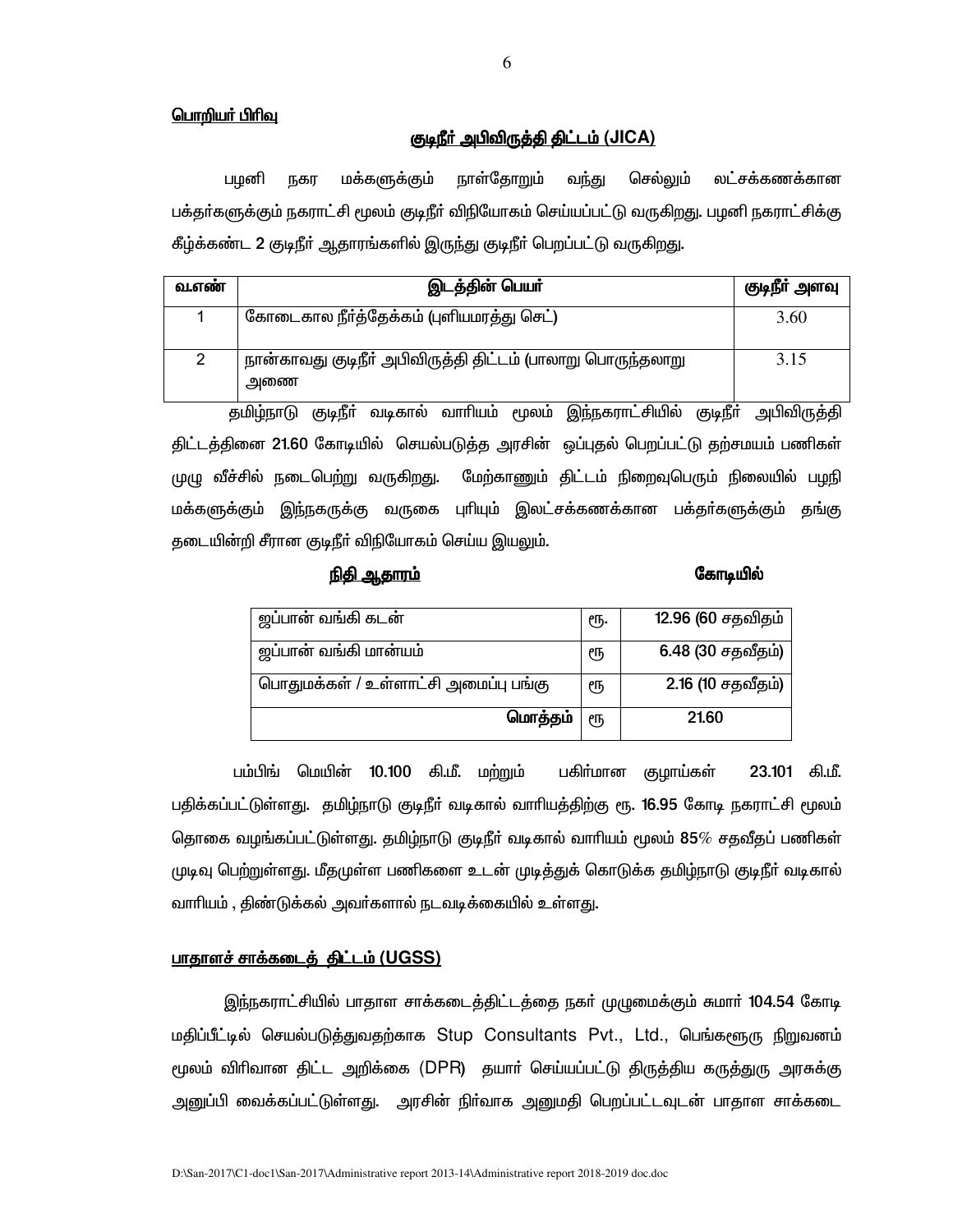<u>பொறியர் பிரிவு</u>

## <u>குடிநீர் அபிவிருத்தி திட்டம் (JICA)</u>

பழனி நகர மக்களுக்கும் நாள்தோறும் வந்து செல்லும் லட்சக்கணக்கான பக்தர்களுக்கும் நகராட்சி மூலம் குடிநீர் விநியோகம் செய்யப்பட்டு வருகிறது. பழனி நகராட்சிக்கு கீழ்க்கண்ட 2 குடிநீர் ஆதாரங்களில் இருந்து குடிநீர் பெறப்பட்டு வருகிறது.

| வ.எண் | இடத்தின் பெயர் | குடிநீர் அளவு |
|---|---|---|
| 1 | கோடைகால நீர்த்தேக்கம் (புளியமரத்து செட்) | 3.60 |
| 2 | நான்காவது குடிநீர் அபிவிருத்தி திட்டம் (பாலாறு பொருந்தலாறு அணை | 3.15 |

தமிழ்நாடு குடிநீர் வடிகால் வாரியம் மூலம் இந்நகராட்சியில் குடிநீர் அபிவிருத்தி திட்டத்தினை 21.60 கோடியில் செயல்படுத்த அரசின் ஒப்புதல் பெறப்பட்டு தற்சமயம் பணிகள் முழு வீச்சில் நடைபெற்று வருகிறது. மேற்காணும் திட்டம் நிறைவுபெறும் நிலையில் பழநி மக்களுக்கும் இந்நகருக்கு வருகை புரியும் இலட்சக்கணக்கான பக்தர்களுக்கும் தங்கு தடையின்றி சீரான குடிநீர் விநியோகம் செய்ய இயலும்.

**<u>நிதி ஆதாரம்</u>** **கோடியில்**

| | | |
|---|---|---|
| ஜப்பான் வங்கி கடன் | ரூ. | 12.96 (60 சதவிதம் |
| ஜப்பான் வங்கி மான்யம் | ரூ | 6.48 (30 சதவீதம்) |
| பொதுமக்கள் / உள்ளாட்சி அமைப்பு பங்கு | ரூ | 2.16 (10 சதவீதம்) |
| **மொத்தம்** | ரூ | 21.60 |

பம்பிங் மெயின் 10.100 கி.மீ. மற்றும் பகிர்மான குழாய்கள் 23.101 கி.மீ. பதிக்கப்பட்டுள்ளது. தமிழ்நாடு குடிநீர் வடிகால் வாரியத்திற்கு ரூ. 16.95 கோடி நகராட்சி மூலம் தொகை வழங்கப்பட்டுள்ளது. தமிழ்நாடு குடிநீர் வடிகால் வாரியம் மூலம் 85% சதவீதப் பணிகள் முடிவு பெற்றுள்ளது. மீதமுள்ள பணிகளை உடன் முடித்துக் கொடுக்க தமிழ்நாடு குடிநீர் வடிகால் வாரியம் , திண்டுக்கல் அவர்களால் நடவடிக்கையில் உள்ளது.

## <u>பாதாளச் சாக்கடைத் திட்டம் (UGSS)</u>

இந்நகராட்சியில் பாதாள சாக்கடைத்திட்டத்தை நகர் முழுமைக்கும் சுமார் 104.54 கோடி மதிப்பீட்டில் செயல்படுத்துவதற்காக Stup Consultants Pvt., Ltd., பெங்களூரு நிறுவனம் மூலம் விரிவான திட்ட அறிக்கை (DPR) தயார் செய்யப்பட்டு திருத்திய கருத்துரு அரசுக்கு அனுப்பி வைக்கப்பட்டுள்ளது. அரசின் நிர்வாக அனுமதி பெறப்பட்டவுடன் பாதாள சாக்கடை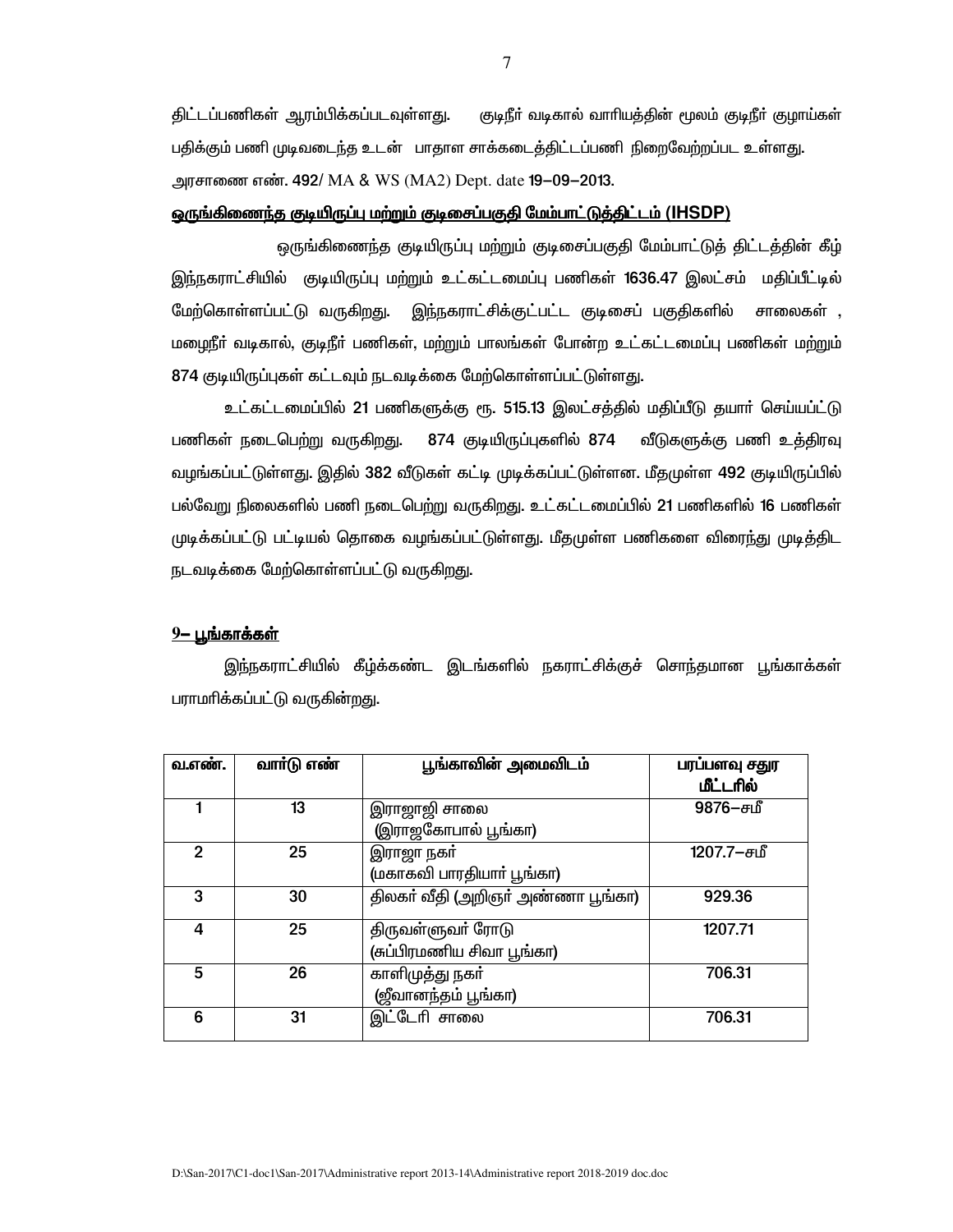திட்டப்பணிகள் ஆரம்பிக்கப்படவுள்ளது. குடிநீர் வடிகால் வாரியத்தின் மூலம் குடிநீர் குழாய்கள் பதிக்கும் பணி முடிவடைந்த உடன் பாதாள சாக்கடைத்திட்டப்பணி நிறைவேற்றப்பட உள்ளது. அரசாணை எண். 492/ MA & WS (MA2) Dept. date 19–09–2013.

**ஒருங்கிணைந்த குடியிருப்பு மற்றும் குடிசைப்பகுதி மேம்பாட்டுத்திட்டம் (IHSDP)**

ஒருங்கிணைந்த குடியிருப்பு மற்றும் குடிசைப்பகுதி மேம்பாட்டுத் திட்டத்தின் கீழ் இந்நகராட்சியில் குடியிருப்பு மற்றும் உட்கட்டமைப்பு பணிகள் 1636.47 இலட்சம் மதிப்பீட்டில் மேற்கொள்ளப்பட்டு வருகிறது. இந்நகராட்சிக்குட்பட்ட குடிசைப் பகுதிகளில் சாலைகள் , மழைநீர் வடிகால், குடிநீர் பணிகள், மற்றும் பாலங்கள் போன்ற உட்கட்டமைப்பு பணிகள் மற்றும் 874 குடியிருப்புகள் கட்டவும் நடவடிக்கை மேற்கொள்ளப்பட்டுள்ளது.

உட்கட்டமைப்பில் 21 பணிகளுக்கு ரூ. 515.13 இலட்சத்தில் மதிப்பீடு தயார் செய்யப்பட்டு பணிகள் நடைபெற்று வருகிறது. 874 குடியிருப்புகளில் 874 வீடுகளுக்கு பணி உத்திரவு வழங்கப்பட்டுள்ளது. இதில் 382 வீடுகள் கட்டி முடிக்கப்பட்டுள்ளன. மீதமுள்ள 492 குடியிருப்பில் பல்வேறு நிலைகளில் பணி நடைபெற்று வருகிறது. உட்கட்டமைப்பில் 21 பணிகளில் 16 பணிகள் முடிக்கப்பட்டு பட்டியல் தொகை வழங்கப்பட்டுள்ளது. மீதமுள்ள பணிகளை விரைந்து முடித்திட நடவடிக்கை மேற்கொள்ளப்பட்டு வருகிறது.

**9– பூங்காக்கள்**

இந்நகராட்சியில் கீழ்க்கண்ட இடங்களில் நகராட்சிக்குச் சொந்தமான பூங்காக்கள் பராமரிக்கப்பட்டு வருகின்றது.

| வ.எண். | வார்டு எண் | பூங்காவின் அமைவிடம் | பரப்பளவு சதுர மீட்டரில் |
|---|---|---|---|
| 1 | 13 | இராஜாஜி சாலை (இராஜகோபால் பூங்கா) | 9876–சமீ |
| 2 | 25 | இராஜா நகர் (மகாகவி பாரதியார் பூங்கா) | 1207.7–சமீ |
| 3 | 30 | திலகர் வீதி (அறிஞர் அண்ணா பூங்கா) | 929.36 |
| 4 | 25 | திருவள்ளுவர் ரோடு (சுப்பிரமணிய சிவா பூங்கா) | 1207.71 |
| 5 | 26 | காளிமுத்து நகர் (ஜீவானந்தம் பூங்கா) | 706.31 |
| 6 | 31 | இட்டேரி சாலை | 706.31 |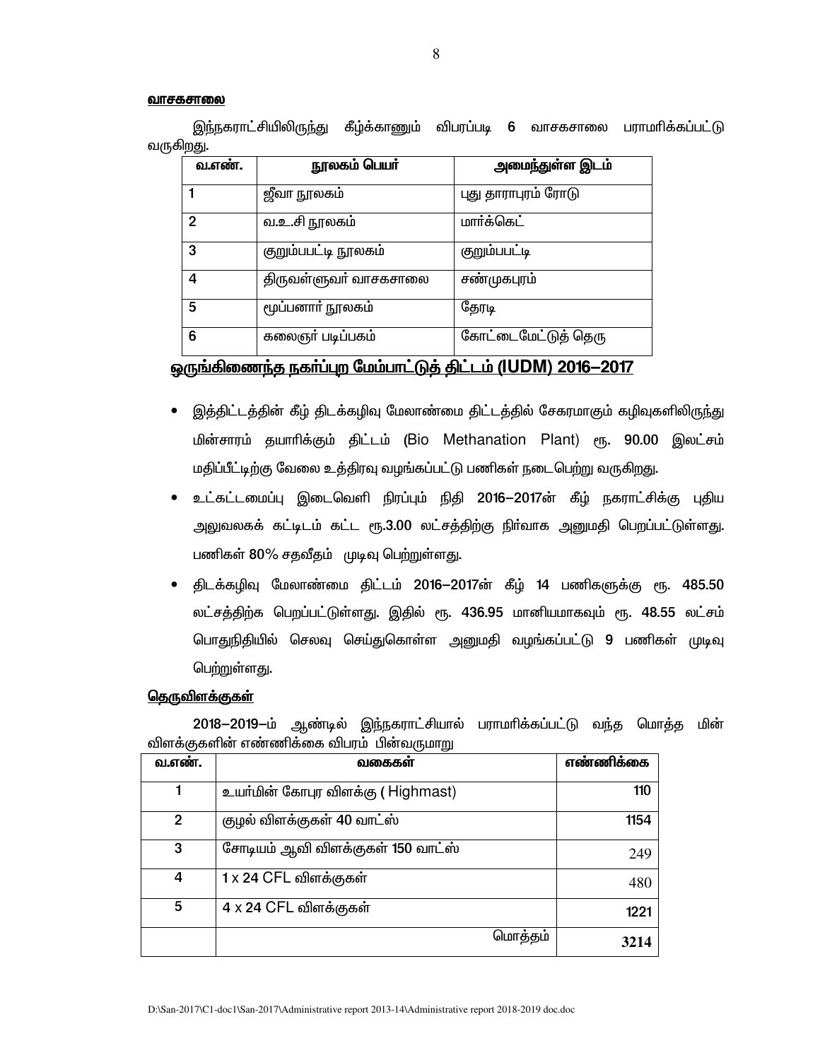**வாசகசாலை**

இந்நகராட்சியிலிருந்து கீழ்க்காணும் விபரப்படி 6 வாசகசாலை பராமரிக்கப்பட்டு வருகிறது.

| வ.எண். | நூலகம் பெயர் | அமைந்துள்ள இடம் |
|---|---|---|
| 1 | ஜீவா நூலகம் | புது தாராபுரம் ரோடு |
| 2 | வ.உ.சி நூலகம் | மார்க்கெட் |
| 3 | குறும்பபட்டி நூலகம் | குறும்பபட்டி |
| 4 | திருவள்ளுவர் வாசகசாலை | சண்முகபுரம் |
| 5 | மூப்பனார் நூலகம் | தேரடி |
| 6 | கலைஞர் படிப்பகம் | கோட்டைமேட்டுத் தெரு |

## ஒருங்கிணைந்த நகர்ப்புற மேம்பாட்டுத் திட்டம் (IUDM) 2016–2017

- இத்திட்டத்தின் கீழ் திடக்கழிவு மேலாண்மை திட்டத்தில் சேகரமாகும் கழிவுகளிலிருந்து மின்சாரம் தயாரிக்கும் திட்டம் (Bio Methanation Plant) ரூ. 90.00 இலட்சம் மதிப்பீட்டிற்கு வேலை உத்திரவு வழங்கப்பட்டு பணிகள் நடைபெற்று வருகிறது.
- உட்கட்டமைப்பு இடைவெளி நிரப்பும் நிதி 2016–2017ன் கீழ் நகராட்சிக்கு புதிய அலுவலகக் கட்டிடம் கட்ட ரூ.3.00 லட்சத்திற்கு நிர்வாக அனுமதி பெறப்பட்டுள்ளது. பணிகள் 80% சதவீதம் முடிவு பெற்றுள்ளது.
- திடக்கழிவு மேலாண்மை திட்டம் 2016–2017ன் கீழ் 14 பணிகளுக்கு ரூ. 485.50 லட்சத்திற்க பெறப்பட்டுள்ளது. இதில் ரூ. 436.95 மானியமாகவும் ரூ. 48.55 லட்சம் பொதுநிதியில் செலவு செய்துகொள்ள அனுமதி வழங்கப்பட்டு 9 பணிகள் முடிவு பெற்றுள்ளது.

**தெருவிளக்குகள்**

2018–2019–ம் ஆண்டில் இந்நகராட்சியால் பராமரிக்கப்பட்டு வந்த மொத்த மின் விளக்குகளின் எண்ணிக்கை விபரம் பின்வருமாறு

| வ.எண். | வகைகள் | எண்ணிக்கை |
|---|---|---|
| 1 | உயர்மின் கோபுர விளக்கு ( Highmast) | 110 |
| 2 | குழல் விளக்குகள் 40 வாட்ஸ் | 1154 |
| 3 | சோடியம் ஆவி விளக்குகள் 150 வாட்ஸ் | 249 |
| 4 | 1 x 24 CFL விளக்குகள் | 480 |
| 5 | 4 x 24 CFL விளக்குகள் | 1221 |
| | மொத்தம் | 3214 |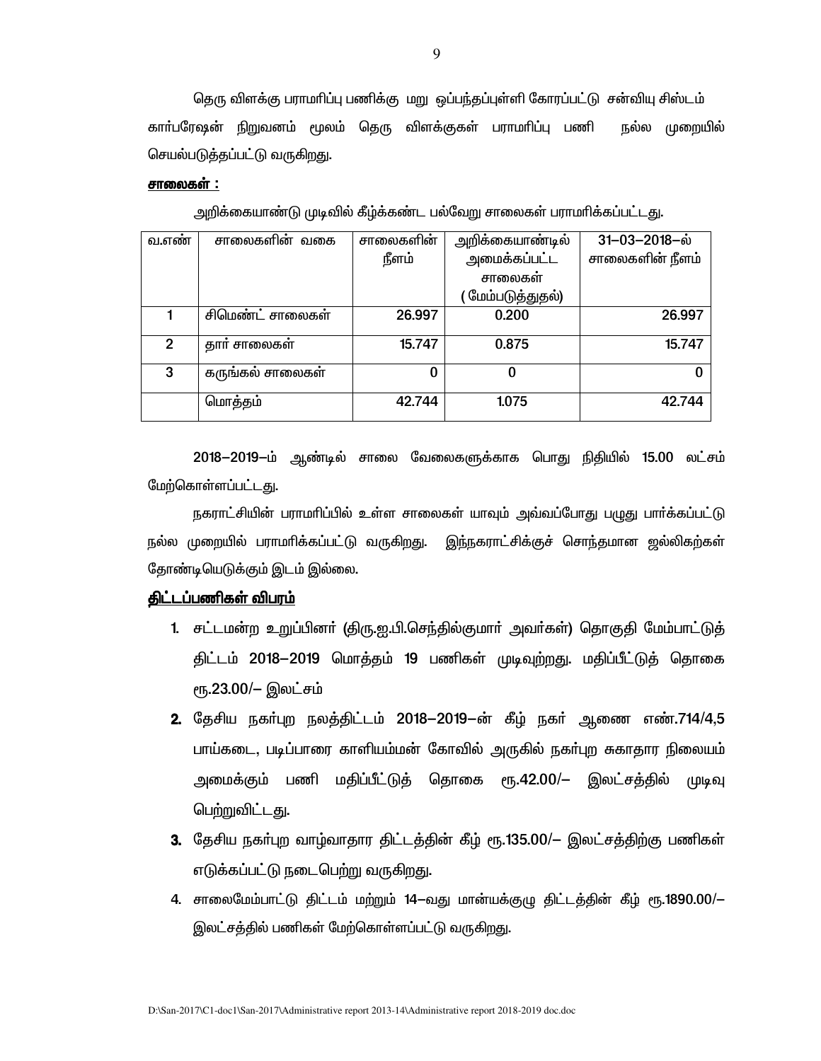தெரு விளக்கு பராமரிப்பு பணிக்கு மறு ஒப்பந்தப்புள்ளி கோரப்பட்டு சன்விபு சிஸ்டம் கார்பரேஷன் நிறுவனம் மூலம் தெரு விளக்குகள் பராமரிப்பு பணி நல்ல முறையில் செயல்படுத்தப்பட்டு வருகிறது.

**சாலைகள் :**

அறிக்கையாண்டு முடிவில் கீழ்க்கண்ட பல்வேறு சாலைகள் பராமரிக்கப்பட்டது.

| வ.எண் | சாலைகளின் வகை | சாலைகளின் நீளம் | அறிக்கையாண்டில் அமைக்கப்பட்ட சாலைகள் (மேம்படுத்துதல்) | 31–03–2018–ல் சாலைகளின் நீளம் |
|---|---|---|---|---|
| 1 | சிமெண்ட் சாலைகள் | 26.997 | 0.200 | 26.997 |
| 2 | தார் சாலைகள் | 15.747 | 0.875 | 15.747 |
| 3 | கருங்கல் சாலைகள் | 0 | 0 | 0 |
| | மொத்தம் | 42.744 | 1.075 | 42.744 |

2018–2019–ம் ஆண்டில் சாலை வேலைகளுக்காக பொது நிதியில் 15.00 லட்சம் மேற்கொள்ளப்பட்டது.

நகராட்சியின் பராமரிப்பில் உள்ள சாலைகள் யாவும் அவ்வப்போது பழுது பார்க்கப்பட்டு நல்ல முறையில் பராமரிக்கப்பட்டு வருகிறது. இந்நகராட்சிக்குச் சொந்தமான ஜல்லிகற்கள் தோண்டியெடுக்கும் இடம் இல்லை.

**திட்டப்பணிகள் விபரம்**

1. சட்டமன்ற உறுப்பினர் (திரு.ஐ.பி.செந்தில்குமார் அவர்கள்) தொகுதி மேம்பாட்டுத் திட்டம் 2018–2019 மொத்தம் 19 பணிகள் முடிவுற்றது. மதிப்பீட்டுத் தொகை ரூ.23.00/– இலட்சம்
2. தேசிய நகர்புற நலத்திட்டம் 2018–2019–ன் கீழ் நகர் ஆணை எண்.714/4,5 பாய்கடை, படிப்பாரை காளியம்மன் கோவில் அருகில் நகர்புற சுகாதார நிலையம் அமைக்கும் பணி மதிப்பீட்டுத் தொகை ரூ.42.00/– இலட்சத்தில் முடிவு பெற்றுவிட்டது.
3. தேசிய நகர்புற வாழ்வாதார திட்டத்தின் கீழ் ரூ.135.00/– இலட்சத்திற்கு பணிகள் எடுக்கப்பட்டு நடைபெற்று வருகிறது.
4. சாலைமேம்பாட்டு திட்டம் மற்றும் 14–வது மான்யக்குழு திட்டத்தின் கீழ் ரூ.1890.00/– இலட்சத்தில் பணிகள் மேற்கொள்ளப்பட்டு வருகிறது.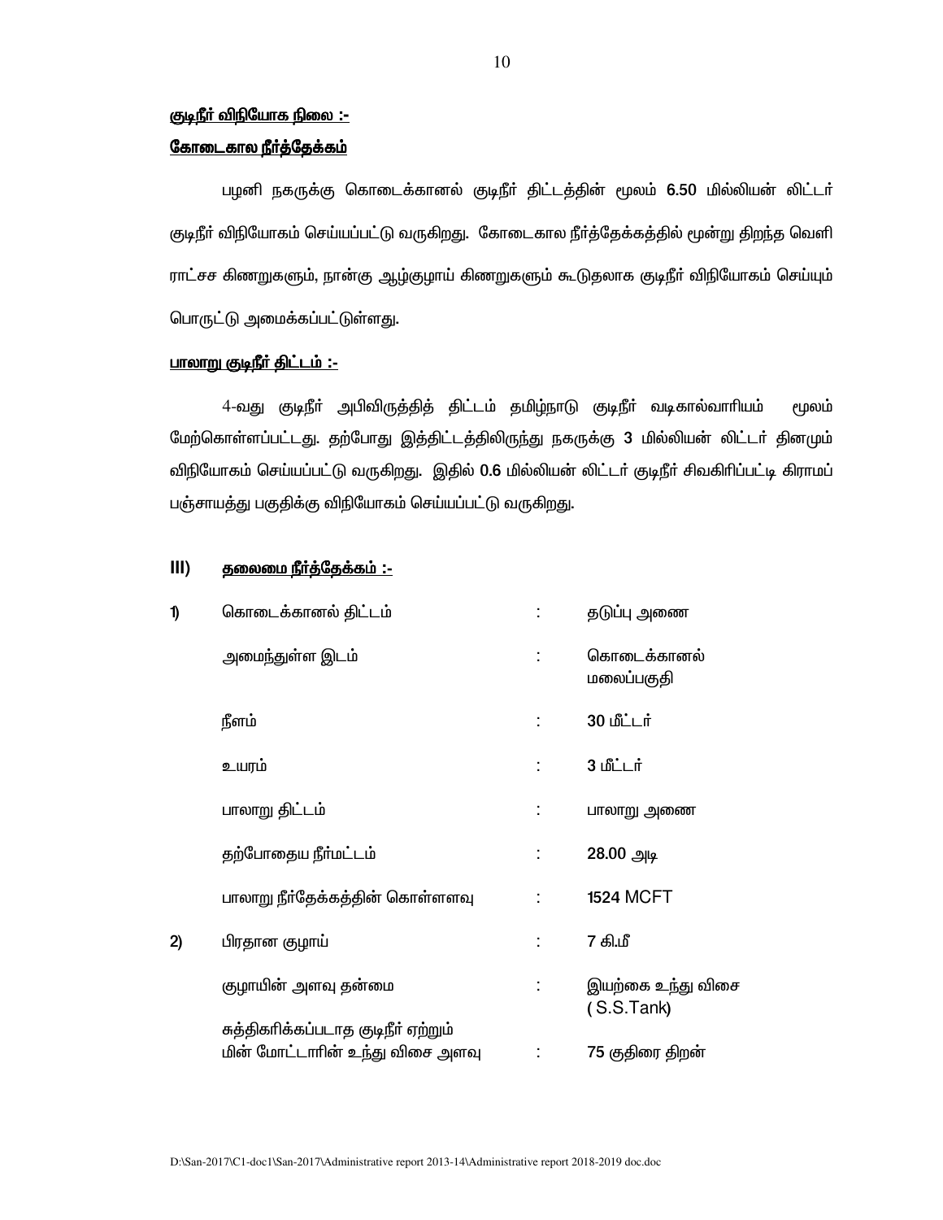**குடிநீர் விநியோக நிலை :-**

**கோடைகால நீர்த்தேக்கம்**

பழனி நகருக்கு கொடைக்கானல் குடிநீர் திட்டத்தின் மூலம் **6.50** மில்லியன் லிட்டர் குடிநீர் விநியோகம் செய்யப்பட்டு வருகிறது. கோடைகால நீர்த்தேக்கத்தில் மூன்று திறந்த வெளி ராட்சச கிணறுகளும், நான்கு ஆழ்குழாய் கிணறுகளும் கூடுதலாக குடிநீர் விநியோகம் செய்யும் பொருட்டு அமைக்கப்பட்டுள்ளது.

**பாலாறு குடிநீர் திட்டம் :-**

4-வது குடிநீர் அபிவிருத்தித் திட்டம் தமிழ்நாடு குடிநீர் வடிகால்வாரியம் மூலம் மேற்கொள்ளப்பட்டது. தற்போது இத்திட்டத்திலிருந்து நகருக்கு **3** மில்லியன் லிட்டர் தினமும் விநியோகம் செய்யப்பட்டு வருகிறது. இதில் **0.6** மில்லியன் லிட்டர் குடிநீர் சிவகிரிப்பட்டி கிராமப் பஞ்சாயத்து பகுதிக்கு விநியோகம் செய்யப்பட்டு வருகிறது.

**III) தலைமை நீர்த்தேக்கம் :-**

| | | | |
|---|---|---|---|
| 1) | கொடைக்கானல் திட்டம் | : | தடுப்பு அணை |
| | அமைந்துள்ள இடம் | : | கொடைக்கானல் மலைப்பகுதி |
| | நீளம் | : | **30** மீட்டர் |
| | உயரம் | : | **3** மீட்டர் |
| | பாலாறு திட்டம் | : | பாலாறு அணை |
| | தற்போதைய நீர்மட்டம் | : | **28.00** அடி |
| | பாலாறு நீர்தேக்கத்தின் கொள்ளளவு | : | **1524** MCFT |
| 2) | பிரதான குழாய் | : | **7** கி.மீ |
| | குழாயின் அளவு தன்மை | : | இயற்கை உந்து விசை (S.S.Tank) |
| | சுத்திகரிக்கப்படாத குடிநீர் ஏற்றும் மின் மோட்டாரின் உந்து விசை அளவு | : | **75** குதிரை திறன் |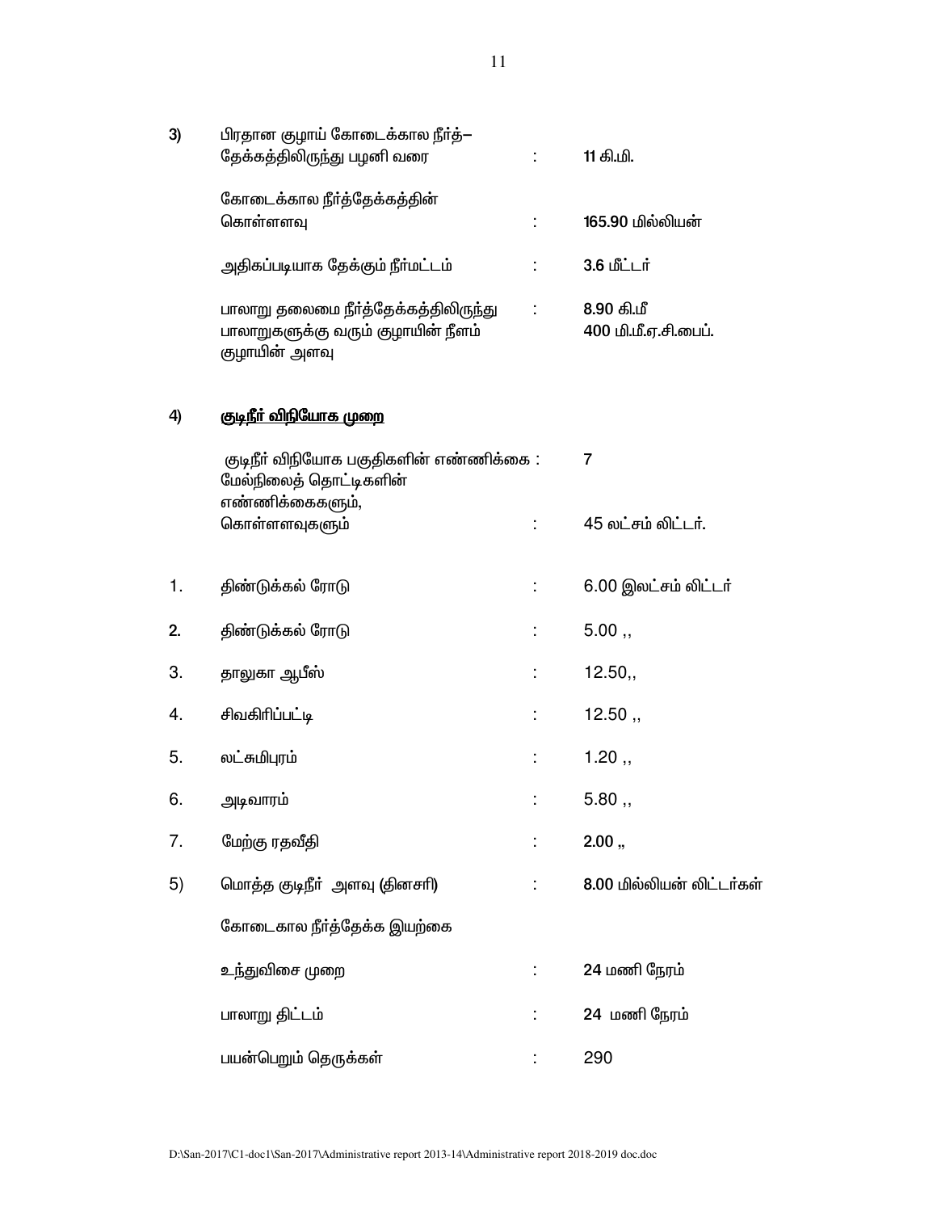**3)** பிரதான குழாய் கோடைக்கால நீர்த்– தேக்கத்திலிருந்து பழனி வரை : **11 கி.மி.**

கோடைக்கால நீர்த்தேக்கத்தின் கொள்ளளவு : **165.90 மில்லியன்**

அதிகப்படியாக தேக்கும் நீர்மட்டம் : **3.6 மீட்டர்**

பாலாறு தலைமை நீர்த்தேக்கத்திலிருந்து பாலாறுகளுக்கு வரும் குழாயின் நீளம் குழாயின் அளவு : **8.90 கி.மீ 400 மி.மீ.ஏ.சி.பைப்.**

**4)** <u>**குடிநீர் விநியோக முறை**</u>

குடிநீர் விநியோக பகுதிகளின் எண்ணிக்கை : 7

மேல்நிலைத் தொட்டிகளின் எண்ணிக்கைகளும், கொள்ளளவுகளும் : 45 லட்சம் லிட்டர்.

| | | | |
|---|---|---|---|
| 1. | திண்டுக்கல் ரோடு | : | 6.00 இலட்சம் லிட்டர் |
| 2. | திண்டுக்கல் ரோடு | : | 5.00 ,, |
| 3. | தாலுகா ஆபீஸ் | : | 12.50,, |
| 4. | சிவகிரிப்பட்டி | : | 12.50 ,, |
| 5. | லட்சுமிபுரம் | : | 1.20 ,, |
| 6. | அடிவாரம் | : | 5.80 ,, |
| 7. | மேற்கு ரதவீதி | : | **2.00 ,,** |

5) மொத்த குடிநீர் அளவு (தினசரி) : **8.00 மில்லியன் லிட்டர்கள்**

கோடைகால நீர்த்தேக்க இயற்கை

உந்துவிசை முறை : **24 மணி நேரம்**

பாலாறு திட்டம் : **24 மணி நேரம்**

பயன்பெறும் தெருக்கள் : 290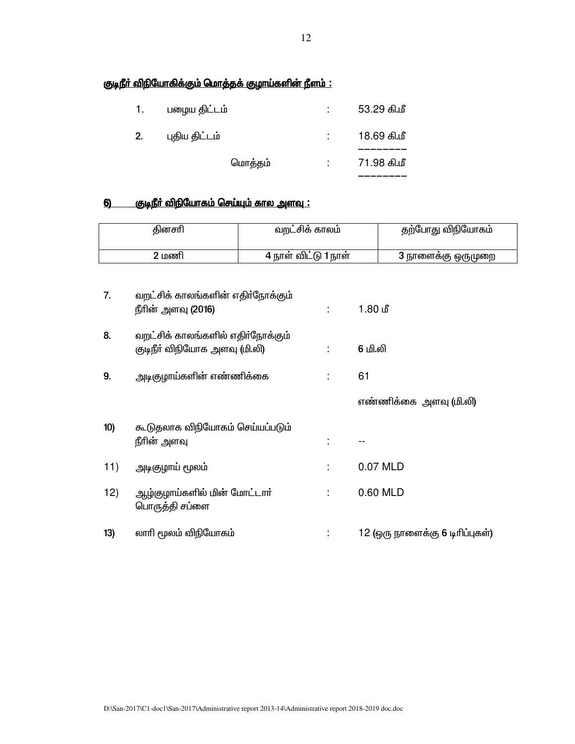**<u>குடிநீர் விநியோகிக்கும் மொத்தக் குழாய்களின் நீளம் :</u>**

| | | | |
|---|---|---|---|
| 1. | பழைய திட்டம் | : | 53.29 கி.மீ |
| 2. | புதிய திட்டம் | : | 18.69 கி.மீ |
| | மொத்தம் | : | 71.98 கி.மீ |

## 6) <u>குடிநீர் விநியோகம் செய்யும் கால அளவு :</u>

| தினசரி | வறட்சிக் காலம் | தற்போது விநியோகம் |
|---|---|---|
| 2 மணி | 4 நாள் விட்டு 1 நாள் | 3 நாளைக்கு ஒருமுறை |

| | | | |
|---|---|---|---|
| 7. | வறட்சிக் காலங்களின் எதிர்நோக்கும் நீரின் அளவு (2016) | : | 1.80 மீ |
| 8. | வறட்சிக் காலங்களில் எதிர்நோக்கும் குடிநீர் விநியோக அளவு (மி.லி) | : | 6 மி.லி |
| 9. | அடிகுழாய்களின் எண்ணிக்கை | : | 61 |
| | | | எண்ணிக்கை அளவு (மி.லி) |
| 10) | கூடுதலாக விநியோகம் செய்யப்படும் நீரின் அளவு | : | -- |
| 11) | அடிகுழாய் மூலம் | : | 0.07 MLD |
| 12) | ஆழ்குழாய்களில் மின் மோட்டார் பொருத்தி சப்ளை | : | 0.60 MLD |
| 13) | லாரி மூலம் விநியோகம் | : | 12 (ஒரு நாளைக்கு 6 டிரிப்புகள்) |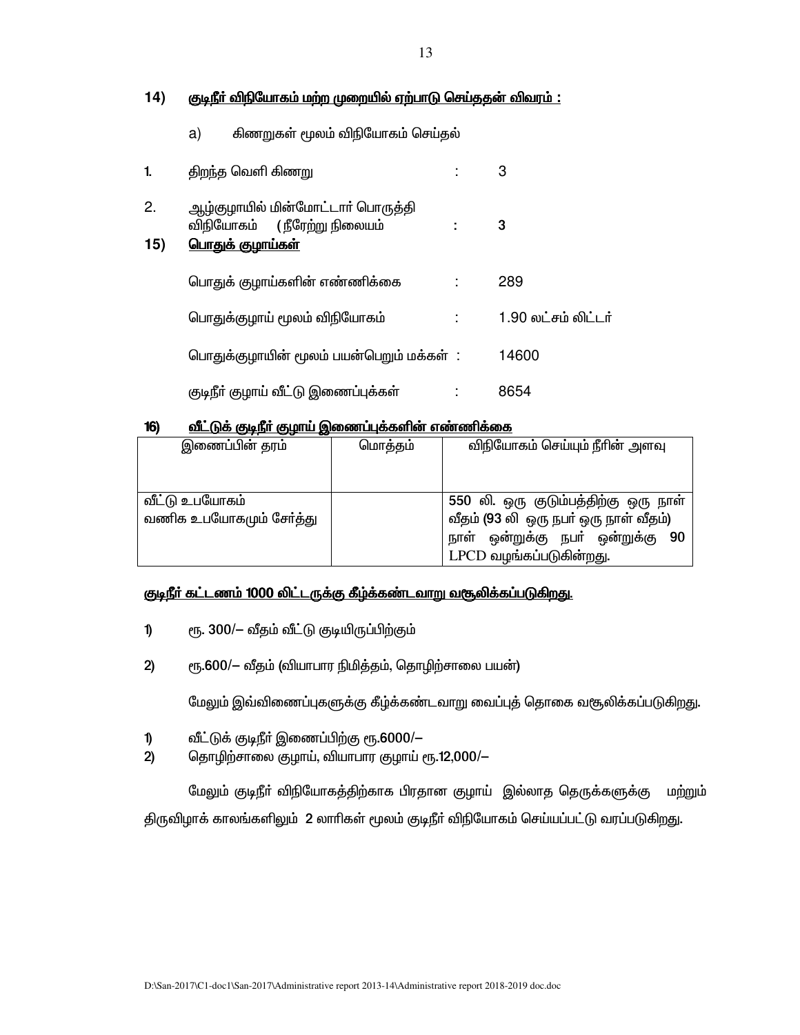## 14) குடிநீர் விநியோகம் மற்ற முறையில் ஏற்பாடு செய்ததன் விவரம் :

a) கிணறுகள் மூலம் விநியோகம் செய்தல்

1. திறந்த வெளி கிணறு : 3

2. ஆழ்குழாயில் மின்மோட்டார் பொருத்தி விநியோகம் ( நீரேற்று நிலையம் : 3

## 15) பொதுக் குழாய்கள்

பொதுக் குழாய்களின் எண்ணிக்கை : 289

பொதுக்குழாய் மூலம் விநியோகம் : 1.90 லட்சம் லிட்டர்

பொதுக்குழாயின் மூலம் பயன்பெறும் மக்கள் : 14600

குடிநீர் குழாய் வீட்டு இணைப்புக்கள் : 8654

## 16) வீட்டுக் குடிநீர் குழாய் இணைப்புக்களின் எண்ணிக்கை

| இணைப்பின் தரம் | மொத்தம் | விநியோகம் செய்யும் நீரின் அளவு |
|---|---|---|
| வீட்டு உபயோகம் வணிக உபயோகமும் சேர்த்து | | 550 லி. ஒரு குடும்பத்திற்கு ஒரு நாள் வீதம் (93 லி ஒரு நபர் ஒரு நாள் வீதம்) நாள் ஒன்றுக்கு நபர் ஒன்றுக்கு 90 LPCD வழங்கப்படுகின்றது. |

**குடிநீர் கட்டணம் 1000 லிட்டருக்கு கீழ்க்கண்டவாறு வசூலிக்கப்படுகிறது.**

1) ரூ. 300/– வீதம் வீட்டு குடியிருப்பிற்கும்

2) ரூ.600/– வீதம் (வியாபார நிமித்தம், தொழிற்சாலை பயன்)

மேலும் இவ்விணைப்புகளுக்கு கீழ்க்கண்டவாறு வைப்புத் தொகை வசூலிக்கப்படுகிறது.

1) வீட்டுக் குடிநீர் இணைப்பிற்கு ரூ.6000/–
2) தொழிற்சாலை குழாய், வியாபார குழாய் ரூ.12,000/–

மேலும் குடிநீர் விநியோகத்திற்காக பிரதான குழாய் இல்லாத தெருக்களுக்கு மற்றும் திருவிழாக் காலங்களிலும் 2 லாரிகள் மூலம் குடிநீர் விநியோகம் செய்யப்பட்டு வரப்படுகிறது.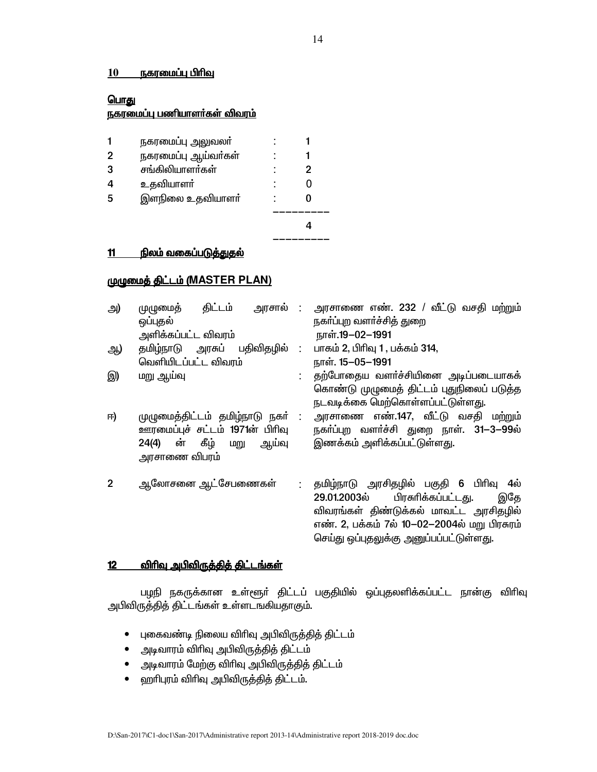## 10 நகரமைப்பு பிரிவு

**பொது**

**நகரமைப்பு பணியாளர்கள் விவரம்**

| | | | |
|---|---|---|---|
| 1 | நகரமைப்பு அலுவலர் | : | 1 |
| 2 | நகரமைப்பு ஆய்வர்கள் | : | 1 |
| 3 | சங்கிலியாளர்கள் | : | 2 |
| 4 | உதவியாளர் | : | 0 |
| 5 | இளநிலை உதவியாளர் | : | 0 |
| | | | 4 |

## 11 நிலம் வகைப்படுத்துதல்

**முழுமைத் திட்டம் (MASTER PLAN)**

| | | | |
|---|---|---|---|
| அ) | முழுமைத் திட்டம் அரசால் ஒப்புதல் அளிக்கப்பட்ட விவரம் | : | அரசாணை எண். 232 / வீட்டு வசதி மற்றும் நகர்ப்புற வளர்ச்சித் துறை நாள்.19–02–1991 |
| ஆ) | தமிழ்நாடு அரசுப் பதிவிதழில் வெளியிடப்பட்ட விவரம் | : | பாகம் 2, பிரிவு 1 , பக்கம் 314, நாள். 15–05–1991 |
| இ) | மறு ஆய்வு | : | தற்போதைய வளர்ச்சியினை அடிப்படையாகக் கொண்டு முழுமைத் திட்டம் புதுநிலைப் படுத்த நடவடிக்கை மெற்கொள்ளப்பட்டுள்ளது. |
| ஈ) | முழுமைத்திட்டம் தமிழ்நாடு நகர் ஊரமைப்புச் சட்டம் 1971ன் பிரிவு 24(4) ன் கீழ் மறு ஆய்வு அரசாணை விபரம் | : | அரசாணை எண்.147, வீட்டு வசதி மற்றும் நகர்ப்புற வளர்ச்சி துறை நாள். 31–3–99ல் இணக்கம் அளிக்கப்பட்டுள்ளது. |
| 2 | ஆலோசனை ஆட்சேபணைகள் | : | தமிழ்நாடு அரசிதழில் பகுதி 6 பிரிவு 4ல் 29.01.2003ல் பிரசுரிக்கப்பட்டது. இதே விவரங்கள் திண்டுக்கல் மாவட்ட அரசிதழில் எண். 2, பக்கம் 7ல் 10–02–2004ல் மறு பிரசுரம் செய்து ஒப்புதலுக்கு அனுப்பப்பட்டுள்ளது. |

## 12 விரிவு அபிவிருத்தித் திட்டங்கள்

பழநி நகருக்கான உள்ளூர் திட்டப் பகுதியில் ஒப்புதலளிக்கப்பட்ட நான்கு விரிவு அபிவிருத்தித் திட்டங்கள் உள்ளடஙகியதாகும்.

- புகைவண்டி நிலைய விரிவு அபிவிருத்தித் திட்டம்
- அடிவாரம் விரிவு அபிவிருத்தித் திட்டம்
- அடிவாரம் மேற்கு விரிவு அபிவிருத்தித் திட்டம்
- ஹரிபுரம் விரிவு அபிவிருத்தித் திட்டம்.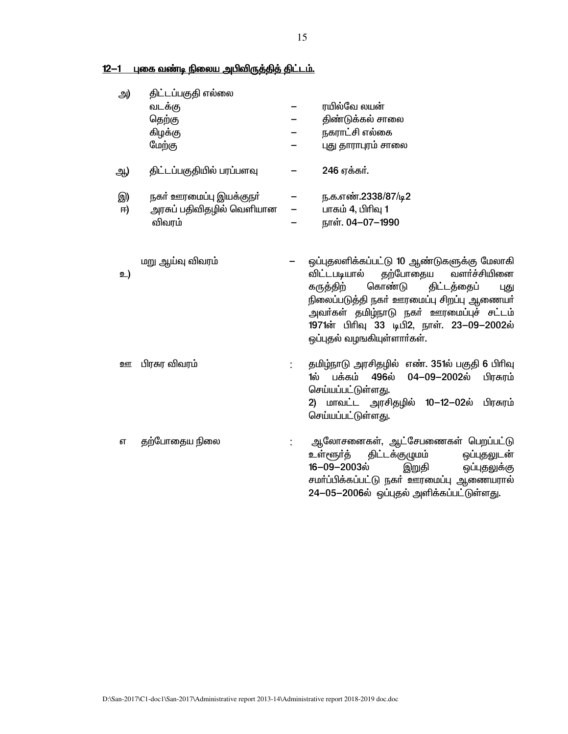## 12–1 புகை வண்டி நிலைய அபிவிருத்தித் திட்டம்.

அ) திட்டப்பகுதி எல்லை

| | | |
|---|---|---|
| வடக்கு | – | ரயில்வே லயன் |
| தெற்கு | – | திண்டுக்கல் சாலை |
| கிழக்கு | – | நகராட்சி எல்லை |
| மேற்கு | – | புது தாராபுரம் சாலை |

ஆ) திட்டப்பகுதியில் பரப்பளவு – **246 ஏக்கர்.**

இ) நகர் ஊரமைப்பு இயக்குநர் – ந.க.எண்.2338/87/டி2

ஈ) அரசுப் பதிவிதழில் வெளியான விவரம் – பாகம் 4, பிரிவு 1
– நாள். 04–07–1990

உ) மறு ஆய்வு விவரம் – ஒப்புதலளிக்கப்பட்டு 10 ஆண்டுகளுக்கு மேலாகி விட்டபடியால் தற்போதைய வளர்ச்சியினை கருத்திற் கொண்டு திட்டத்தைப் புது நிலைப்படுத்தி நகர் ஊரமைப்பு சிறப்பு ஆணையர் அவர்கள் தமிழ்நாடு நகர் ஊரமைப்புச் சட்டம் 1971ன் பிரிவு 33 டிபி2, நாள். 23–09–2002ல் ஒப்புதல் வழங்கியுள்ளார்கள்.

ஊ பிரசுர விவரம் : தமிழ்நாடு அரசிதழில் எண். 351ல் பகுதி 6 பிரிவு 1ல் பக்கம் 496ல் 04–09–2002ல் பிரசுரம் செய்யப்பட்டுள்ளது.
2) மாவட்ட அரசிதழில் 10–12–02ல் பிரசுரம் செய்யப்பட்டுள்ளது.

எ தற்போதைய நிலை : ஆலோசனைகள், ஆட்சேபணைகள் பெறப்பட்டு உள்ளூர்த் திட்டக்குழுமம் ஒப்புதலுடன் 16–09–2003ல் இறுதி ஒப்புதலுக்கு சமர்ப்பிக்கப்பட்டு நகர் ஊரமைப்பு ஆணையரால் 24–05–2006ல் ஒப்புதல் அளிக்கப்பட்டுள்ளது.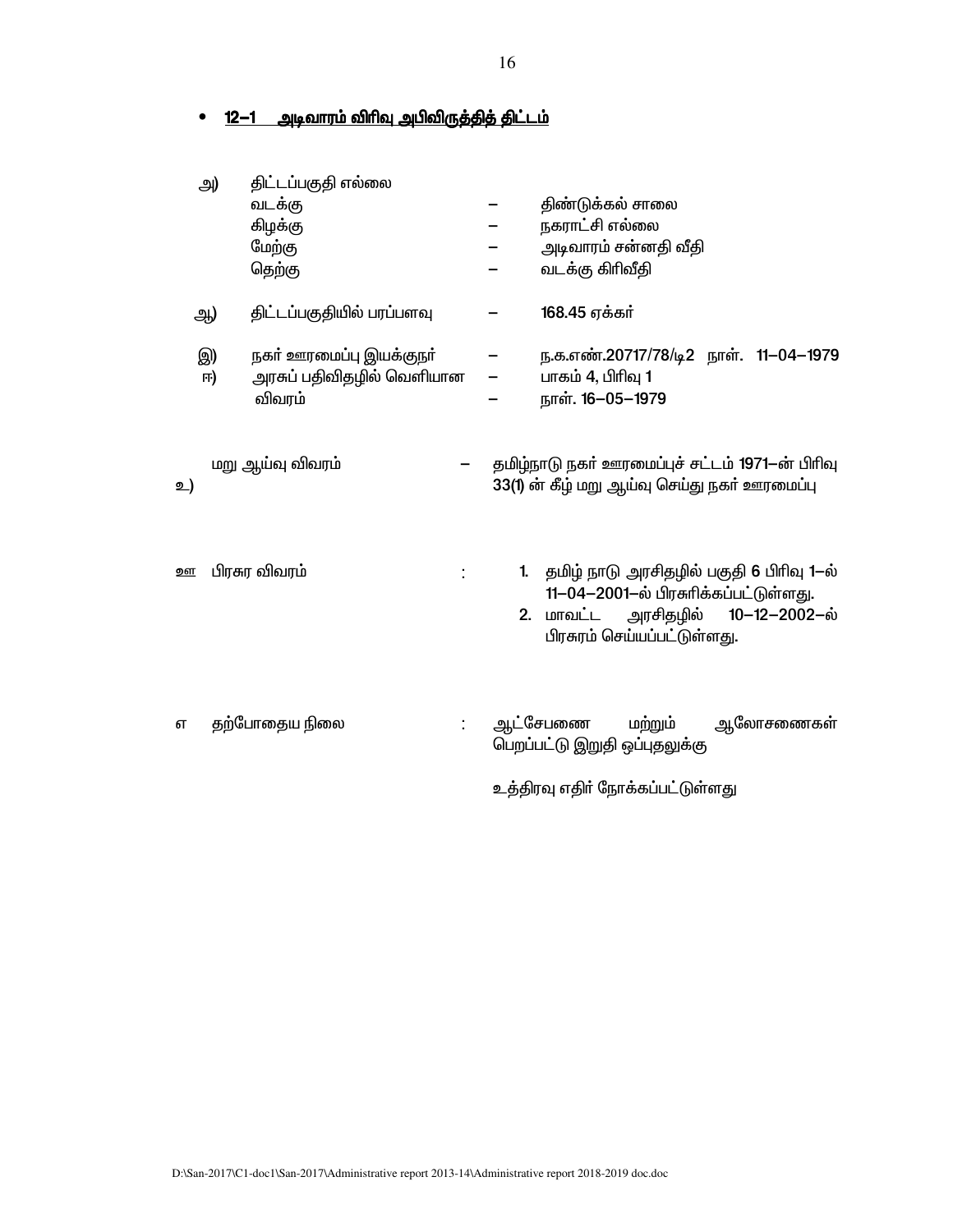- **<u>12–1 அடிவாரம் விரிவு அபிவிருத்தித் திட்டம்</u>**

அ) திட்டப்பகுதி எல்லை

| | | |
|---|---|---|
| வடக்கு | – | திண்டுக்கல் சாலை |
| கிழக்கு | – | நகராட்சி எல்லை |
| மேற்கு | – | அடிவாரம் சன்னதி வீதி |
| தெற்கு | – | வடக்கு கிரிவீதி |

ஆ) திட்டப்பகுதியில் பரப்பளவு – 168.45 ஏக்கர்

இ) நகர் ஊரமைப்பு இயக்குநர் – ந.க.எண்.20717/78/டி2 நாள். 11–04–1979

ஈ) அரசுப் பதிவிதழில் வெளியான விவரம் – பாகம் 4, பிரிவு 1 – நாள். 16–05–1979

உ) மறு ஆய்வு விவரம் – தமிழ்நாடு நகர் ஊரமைப்புச் சட்டம் 1971–ன் பிரிவு 33(1) ன் கீழ் மறு ஆய்வு செய்து நகர் ஊரமைப்பு

ஊ பிரசுர விவரம் :

1. தமிழ் நாடு அரசிதழில் பகுதி 6 பிரிவு 1–ல் 11–04–2001–ல் பிரசுரிக்கப்பட்டுள்ளது.
2. மாவட்ட அரசிதழில் 10–12–2002–ல் பிரசுரம் செய்யப்பட்டுள்ளது.

எ தற்போதைய நிலை : ஆட்சேபணை மற்றும் ஆலோசணைகள் பெறப்பட்டு இறுதி ஒப்புதலுக்கு

உத்திரவு எதிர் நோக்கப்பட்டுள்ளது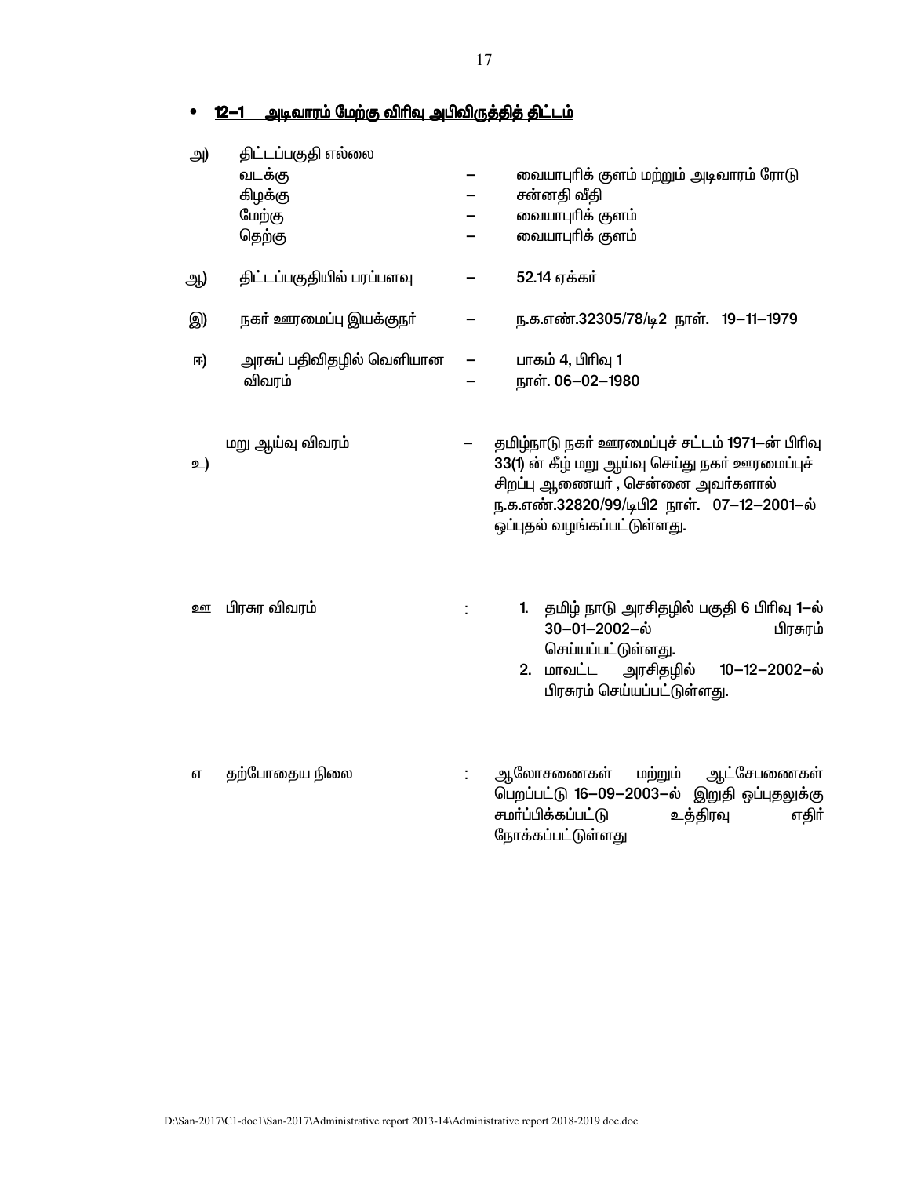- **<u>12–1 அடிவாரம் மேற்கு விரிவு அபிவிருத்தித் திட்டம்</u>**

அ) திட்டப்பகுதி எல்லை

| | | |
|---|---|---|
| வடக்கு | – | வையாபுரிக் குளம் மற்றும் அடிவாரம் ரோடு |
| கிழக்கு | – | சன்னதி வீதி |
| மேற்கு | – | வையாபுரிக் குளம் |
| தெற்கு | – | வையாபுரிக் குளம் |

ஆ) திட்டப்பகுதியில் பரப்பளவு – 52.14 ஏக்கர்

இ) நகர் ஊரமைப்பு இயக்குநர் – ந.க.எண்.32305/78/டி2 நாள். 19–11–1979

ஈ) அரசுப் பதிவிதழில் வெளியான விவரம் – பாகம் 4, பிரிவு 1 – நாள். 06–02–1980

உ) மறு ஆய்வு விவரம் – தமிழ்நாடு நகர் ஊரமைப்புச் சட்டம் 1971–ன் பிரிவு 33(1) ன் கீழ் மறு ஆய்வு செய்து நகர் ஊரமைப்புச் சிறப்பு ஆணையர் , சென்னை அவர்களால் ந.க.எண்.32820/99/டிபி2 நாள். 07–12–2001–ல் ஒப்புதல் வழங்கப்பட்டுள்ளது.

ஊ பிரசுர விவரம் :

1. தமிழ் நாடு அரசிதழில் பகுதி 6 பிரிவு 1–ல் 30–01–2002–ல் பிரசுரம் செய்யப்பட்டுள்ளது.
2. மாவட்ட அரசிதழில் 10–12–2002–ல் பிரசுரம் செய்யப்பட்டுள்ளது.

எ தற்போதைய நிலை : ஆலோசனைகள் மற்றும் ஆட்சேபணைகள் பெறப்பட்டு 16–09–2003–ல் இறுதி ஒப்புதலுக்கு சமர்ப்பிக்கப்பட்டு உத்திரவு எதிர் நோக்கப்பட்டுள்ளது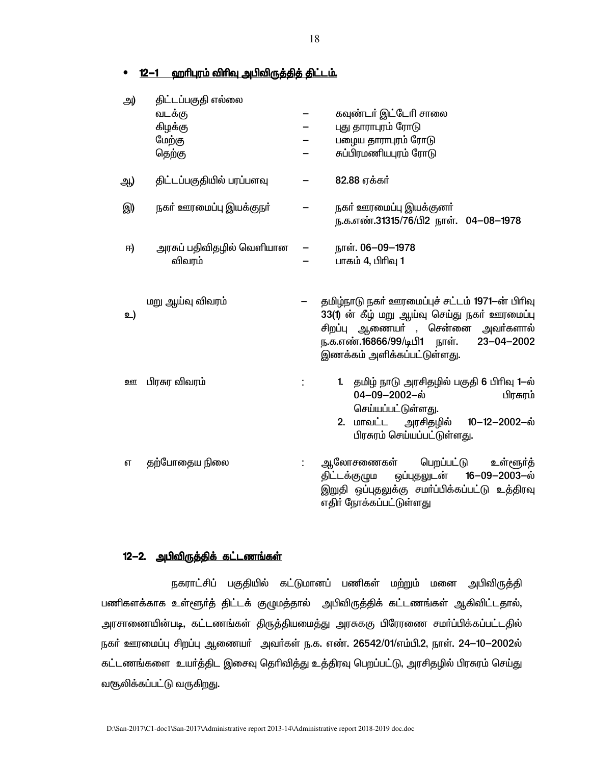- **12–1 ஹரிபுரம் விரிவு அபிவிருத்தித் திட்டம்.**

| | | | |
|---|---|---|---|
| அ) | திட்டப்பகுதி எல்லை | | |
| | வடக்கு | – | கவுண்டர் இட்டேரி சாலை |
| | கிழக்கு | – | புது தாராபுரம் ரோடு |
| | மேற்கு | – | பழைய தாராபுரம் ரோடு |
| | தெற்கு | – | சுப்பிரமணியபுரம் ரோடு |
| ஆ) | திட்டப்பகுதியில் பரப்பளவு | – | 82.88 ஏக்கர் |
| இ) | நகர் ஊரமைப்பு இயக்குநர் | – | நகர் ஊரமைப்பு இயக்குனர் ந.க.எண்.31315/76/பி2 நாள். 04–08–1978 |
| ஈ) | அரசுப் பதிவிதழில் வெளியான விவரம் | – | நாள். 06–09–1978 பாகம் 4, பிரிவு 1 |
| உ) | மறு ஆய்வு விவரம் | – | தமிழ்நாடு நகர் ஊரமைப்புச் சட்டம் 1971–ன் பிரிவு 33(1) ன் கீழ் மறு ஆய்வு செய்து நகர் ஊரமைப்பு சிறப்பு ஆணையர் , சென்னை அவர்களால் ந.க.எண்.16866/99/டிபி1 நாள். 23–04–2002 இணக்கம் அளிக்கப்பட்டுள்ளது. |
| ஊ | பிரசுர விவரம் | : | 1. தமிழ் நாடு அரசிதழில் பகுதி 6 பிரிவு 1–ல் 04–09–2002–ல் பிரசுரம் செய்யப்பட்டுள்ளது.<br>2. மாவட்ட அரசிதழில் 10–12–2002–ல் பிரசுரம் செய்யப்பட்டுள்ளது. |
| எ | தற்போதைய நிலை | : | ஆலோசனைகள் பெறப்பட்டு உள்ளூர்த் திட்டக்குழும ஒப்புதலுடன் 16–09–2003–ல் இறுதி ஒப்புதலுக்கு சமர்ப்பிக்கப்பட்டு உத்திரவு எதிர் நோக்கப்பட்டுள்ளது |

## 12–2. அபிவிருத்திக் கட்டணங்கள்

நகராட்சிப் பகுதியில் கட்டுமானப் பணிகள் மற்றும் மனை அபிவிருத்தி பணிகளக்காக உள்ளூர்த் திட்டக் குழுமத்தால் அபிவிருத்திக் கட்டணங்கள் ஆகிவிட்டதால், அரசாணையின்படி, கட்டணங்கள் திருத்தியமைத்து அரசுககு பிரேரணை சமர்ப்பிக்கப்பட்டதில் நகர் ஊரமைப்பு சிறப்பு ஆணையர் அவர்கள் ந.க. எண். 26542/01/எம்பி.2, நாள். 24–10–2002ல் கட்டணங்களை உயர்த்திட இசைவு தெரிவித்து உத்திரவு பெறப்பட்டு, அரசிதழில் பிரசுரம் செய்து வசூலிக்கப்பட்டு வருகிறது.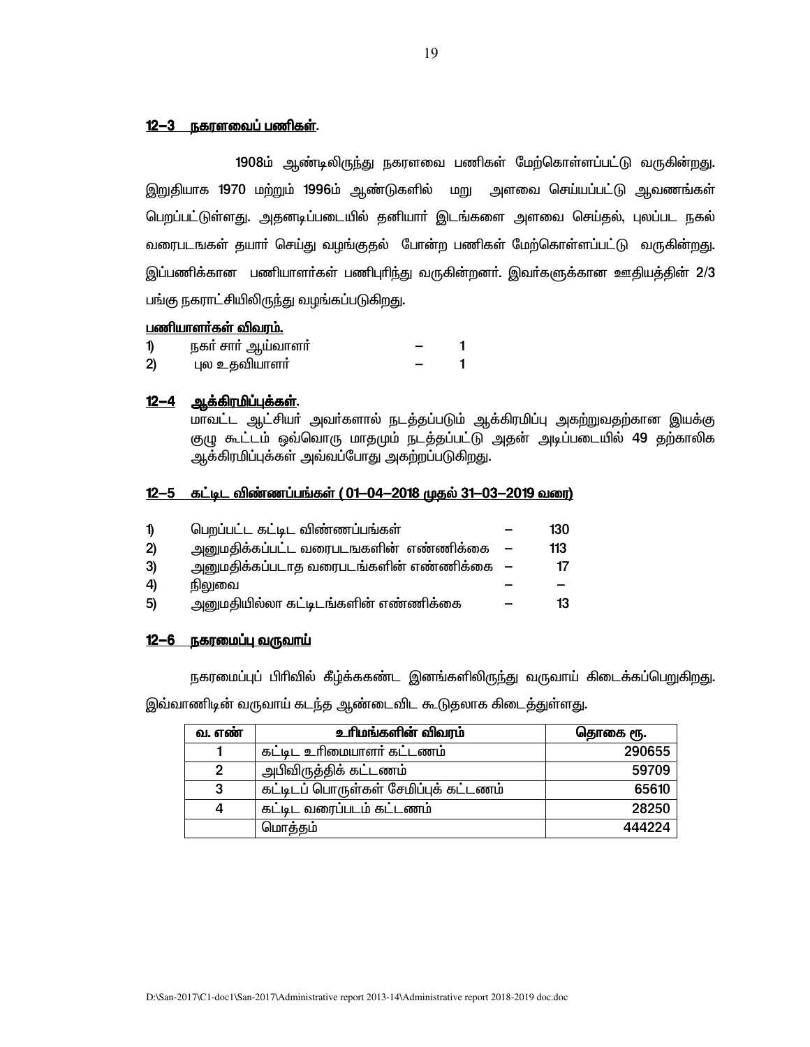## 12–3 நகரளவைப் பணிகள்.

1908ம் ஆண்டிலிருந்து நகரளவை பணிகள் மேற்கொள்ளப்பட்டு வருகின்றது. இறுதியாக 1970 மற்றும் 1996ம் ஆண்டுகளில் மறு அளவை செய்யப்பட்டு ஆவணங்கள் பெறப்பட்டுள்ளது. அதனடிப்படையில் தனியார் இடங்களை அளவை செய்தல், புலப்பட நகல் வரைபடங்கள் தயார் செய்து வழங்குதல் போன்ற பணிகள் மேற்கொள்ளப்பட்டு வருகின்றது. இப்பணிக்கான பணியாளர்கள் பணிபுரிந்து வருகின்றனர். இவர்களுக்கான ஊதியத்தின் 2/3 பங்கு நகராட்சியிலிருந்து வழங்கப்படுகிறது.

**பணியாளர்கள் விவரம்.**

1) நகர் சார் ஆய்வாளர் – 1
2) புல உதவியாளர் – 1

## 12–4 ஆக்கிரமிப்புக்கள்.

மாவட்ட ஆட்சியர் அவர்களால் நடத்தப்படும் ஆக்கிரமிப்பு அகற்றுவதற்கான இயக்கு குழு கூட்டம் ஒவ்வொரு மாதமும் நடத்தப்பட்டு அதன் அடிப்படையில் 49 தற்காலிக ஆக்கிரமிப்புக்கள் அவ்வப்போது அகற்றப்படுகிறது.

## 12–5 கட்டிட விண்ணப்பங்கள் ( 01–04–2018 முதல் 31–03–2019 வரை)

1) பெறப்பட்ட கட்டிட விண்ணப்பங்கள் – 130
2) அனுமதிக்கப்பட்ட வரைபடங்களின் எண்ணிக்கை – 113
3) அனுமதிக்கப்படாத வரைபடங்களின் எண்ணிக்கை – 17
4) நிலுவை – –
5) அனுமதியில்லா கட்டிடங்களின் எண்ணிக்கை – 13

## 12–6 நகரமைப்பு வருவாய்

நகரமைப்புப் பிரிவில் கீழ்க்ககண்ட இனங்களிலிருந்து வருவாய் கிடைக்கப்பெறுகிறது. இவ்வாணிடின் வருவாய் கடந்த ஆண்டைவிட கூடுதலாக கிடைத்துள்ளது.

| வ. எண் | உரிமங்களின் விவரம் | தொகை ரூ. |
|---|---|---|
| 1 | கட்டிட உரிமையாளர் கட்டணம் | 290655 |
| 2 | அபிவிருத்திக் கட்டணம் | 59709 |
| 3 | கட்டிடப் பொருள்கள் சேமிப்புக் கட்டணம் | 65610 |
| 4 | கட்டிட வரைப்படம் கட்டணம் | 28250 |
| | மொத்தம் | 444224 |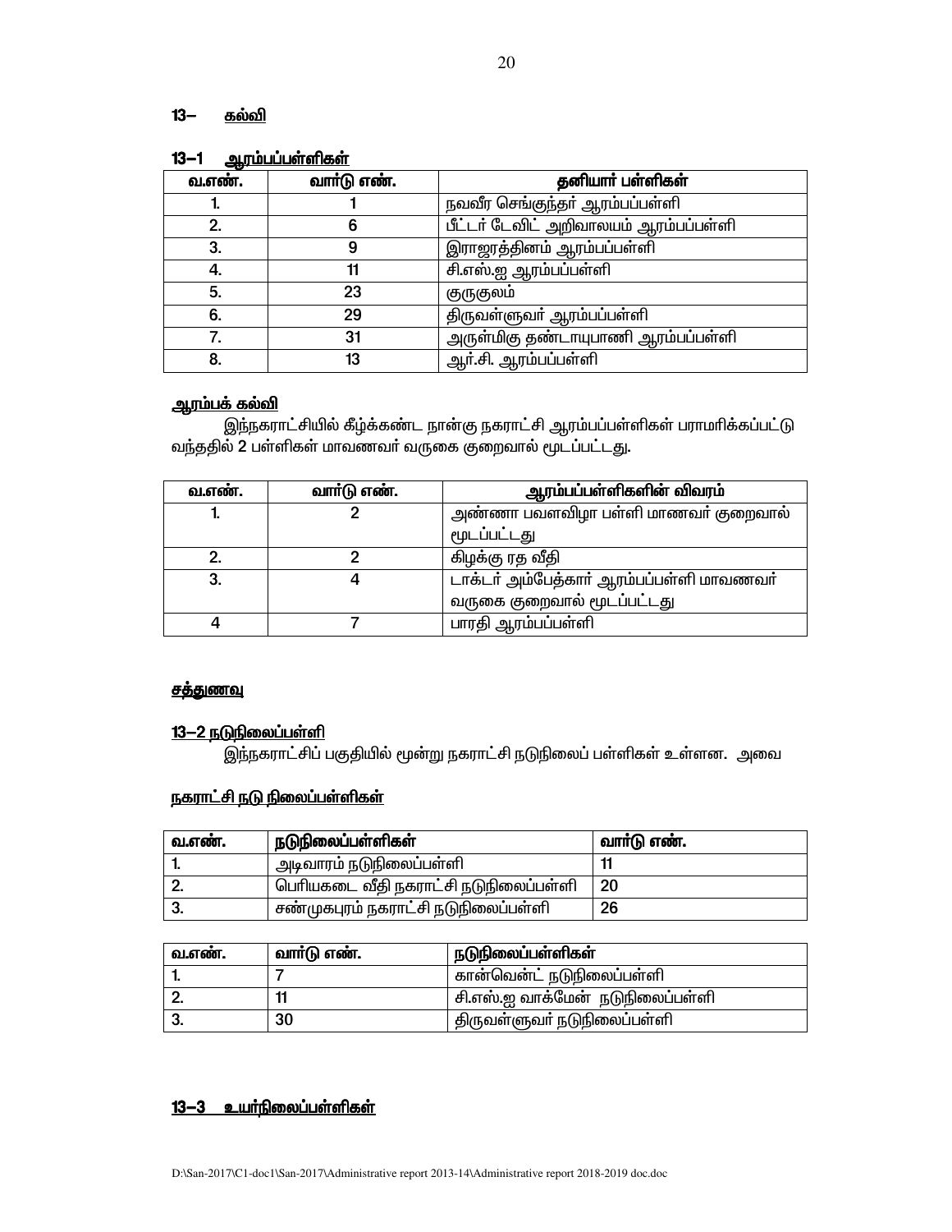## 13– கல்வி

### 13–1 ஆரம்பப்பள்ளிகள்

| வ.எண். | வார்டு எண். | தனியார் பள்ளிகள் |
|---|---|---|
| 1. | 1 | நவவீர செங்குந்தர் ஆரம்பப்பள்ளி |
| 2. | 6 | பீட்டர் டேவிட் அறிவாலயம் ஆரம்பப்பள்ளி |
| 3. | 9 | இராஜரத்தினம் ஆரம்பப்பள்ளி |
| 4. | 11 | சி.எஸ்.ஐ ஆரம்பப்பள்ளி |
| 5. | 23 | குருகுலம் |
| 6. | 29 | திருவள்ளுவர் ஆரம்பப்பள்ளி |
| 7. | 31 | அருள்மிகு தண்டாயுபாணி ஆரம்பப்பள்ளி |
| 8. | 13 | ஆர்.சி. ஆரம்பப்பள்ளி |

**ஆரம்பக் கல்வி**

இந்நகராட்சியில் கீழ்க்கண்ட நான்கு நகராட்சி ஆரம்பப்பள்ளிகள் பராமரிக்கப்பட்டு வந்ததில் 2 பள்ளிகள் மாவணவர் வருகை குறைவால் மூடப்பட்டது.

| வ.எண். | வார்டு எண். | ஆரம்பப்பள்ளிகளின் விவரம் |
|---|---|---|
| 1. | 2 | அண்ணா பவளவிழா பள்ளி மாணவர் குறைவால் மூடப்பட்டது |
| 2. | 2 | கிழக்கு ரத வீதி |
| 3. | 4 | டாக்டர் அம்பேத்கார் ஆரம்பப்பள்ளி மாவணவர் வருகை குறைவால் மூடப்பட்டது |
| 4 | 7 | பாரதி ஆரம்பப்பள்ளி |

**சத்துணவு**

### 13–2 நடுநிலைப்பள்ளி

இந்நகராட்சிப் பகுதியில் மூன்று நகராட்சி நடுநிலைப் பள்ளிகள் உள்ளன. அவை

**நகராட்சி நடு நிலைப்பள்ளிகள்**

| வ.எண். | நடுநிலைப்பள்ளிகள் | வார்டு எண். |
|---|---|---|
| 1. | அடிவாரம் நடுநிலைப்பள்ளி | 11 |
| 2. | பெரியகடை வீதி நகராட்சி நடுநிலைப்பள்ளி | 20 |
| 3. | சண்முகபுரம் நகராட்சி நடுநிலைப்பள்ளி | 26 |

| வ.எண். | வார்டு எண். | நடுநிலைப்பள்ளிகள் |
|---|---|---|
| 1. | 7 | கான்வெண்ட் நடுநிலைப்பள்ளி |
| 2. | 11 | சி.எஸ்.ஐ வாக்மேன் நடுநிலைப்பள்ளி |
| 3. | 30 | திருவள்ளுவர் நடுநிலைப்பள்ளி |

### 13–3 உயர்நிலைப்பள்ளிகள்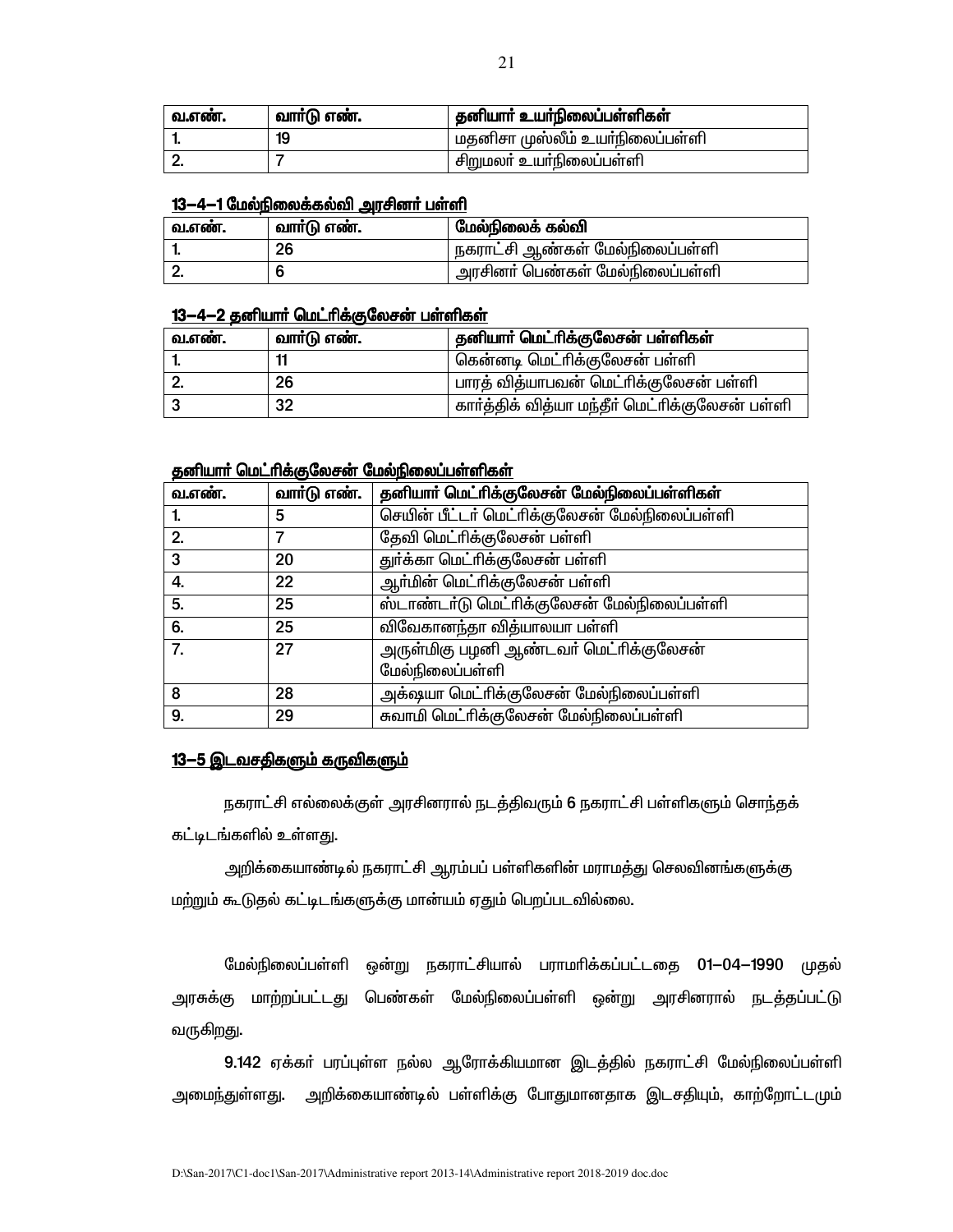| வ.எண். | வார்டு எண். | தனியார் உயர்நிலைப்பள்ளிகள் |
|---|---|---|
| 1. | 19 | மதனிசா முஸ்லீம் உயர்நிலைப்பள்ளி |
| 2. | 7 | சிறுமலர் உயர்நிலைப்பள்ளி |

**13–4–1 மேல்நிலைக்கல்வி அரசினர் பள்ளி**

| வ.எண். | வார்டு எண். | மேல்நிலைக் கல்வி |
|---|---|---|
| 1. | 26 | நகராட்சி ஆண்கள் மேல்நிலைப்பள்ளி |
| 2. | 6 | அரசினர் பெண்கள் மேல்நிலைப்பள்ளி |

**13–4–2 தனியார் மெட்ரிக்குலேசன் பள்ளிகள்**

| வ.எண். | வார்டு எண். | தனியார் மெட்ரிக்குலேசன் பள்ளிகள் |
|---|---|---|
| 1. | 11 | கென்னடி மெட்ரிக்குலேசன் பள்ளி |
| 2. | 26 | பாரத் வித்யாபவன் மெட்ரிக்குலேசன் பள்ளி |
| 3 | 32 | கார்த்திக் வித்யா மந்தீர் மெட்ரிக்குலேசன் பள்ளி |

**தனியார் மெட்ரிக்குலேசன் மேல்நிலைப்பள்ளிகள்**

| வ.எண். | வார்டு எண். | தனியார் மெட்ரிக்குலேசன் மேல்நிலைப்பள்ளிகள் |
|---|---|---|
| 1. | 5 | செயின் பீட்டர் மெட்ரிக்குலேசன் மேல்நிலைப்பள்ளி |
| 2. | 7 | தேவி மெட்ரிக்குலேசன் பள்ளி |
| 3 | 20 | துர்க்கா மெட்ரிக்குலேசன் பள்ளி |
| 4. | 22 | ஆர்மின் மெட்ரிக்குலேசன் பள்ளி |
| 5. | 25 | ஸ்டாண்டர்டு மெட்ரிக்குலேசன் மேல்நிலைப்பள்ளி |
| 6. | 25 | விவேகானந்தா வித்யாலயா பள்ளி |
| 7. | 27 | அருள்மிகு பழனி ஆண்டவர் மெட்ரிக்குலேசன் மேல்நிலைப்பள்ளி |
| 8 | 28 | அக்ஷயா மெட்ரிக்குலேசன் மேல்நிலைப்பள்ளி |
| 9. | 29 | சுவாமி மெட்ரிக்குலேசன் மேல்நிலைப்பள்ளி |

**13–5 இடவசதிகளும் கருவிகளும்**

நகராட்சி எல்லைக்குள் அரசினரால் நடத்திவரும் 6 நகராட்சி பள்ளிகளும் சொந்தக் கட்டிடங்களில் உள்ளது.

அறிக்கையாண்டில் நகராட்சி ஆரம்பப் பள்ளிகளின் மராமத்து செலவினங்களுக்கு மற்றும் கூடுதல் கட்டிடங்களுக்கு மான்யம் ஏதும் பெறப்படவில்லை.

மேல்நிலைப்பள்ளி ஒன்று நகராட்சியால் பராமரிக்கப்பட்டதை **01–04–1990** முதல் அரசுக்கு மாற்றப்பட்டது பெண்கள் மேல்நிலைப்பள்ளி ஒன்று அரசினரால் நடத்தப்பட்டு வருகிறது.

**9.142** ஏக்கர் பரப்புள்ள நல்ல ஆரோக்கியமான இடத்தில் நகராட்சி மேல்நிலைப்பள்ளி அமைந்துள்ளது. அறிக்கையாண்டில் பள்ளிக்கு போதுமானதாக இடசதியும், காற்றோட்டமும்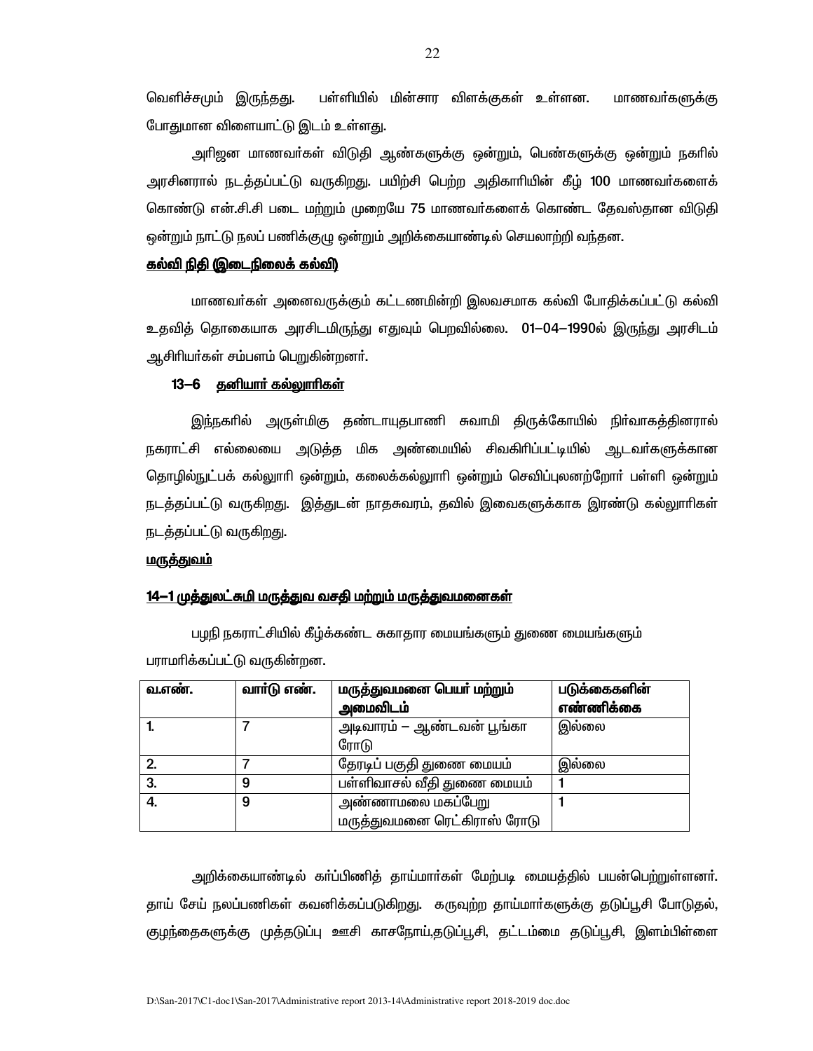வெளிச்சமும் இருந்தது. பள்ளியில் மின்சார விளக்குகள் உள்ளன. மாணவர்களுக்கு போதுமான விளையாட்டு இடம் உள்ளது.

அரிஜன மாணவர்கள் விடுதி ஆண்களுக்கு ஒன்றும், பெண்களுக்கு ஒன்றும் நகரில் அரசினரால் நடத்தப்பட்டு வருகிறது. பயிற்சி பெற்ற அதிகாரியின் கீழ் 100 மாணவர்களைக் கொண்டு என்.சி.சி படை மற்றும் முறையே 75 மாணவர்களைக் கொண்ட தேவஸ்தான விடுதி ஒன்றும் நாட்டு நலப் பணிக்குழு ஒன்றும் அறிக்கையாண்டில் செயலாற்றி வந்தன.

**கல்வி நிதி (இடைநிலைக் கல்வி)**

மாணவர்கள் அனைவருக்கும் கட்டணமின்றி இலவசமாக கல்வி போதிக்கப்பட்டு கல்வி உதவித் தொகையாக அரசிடமிருந்து எதுவும் பெறவில்லை. 01–04–1990ல் இருந்து அரசிடம் ஆசிரியர்கள் சம்பளம் பெறுகின்றனர்.

**13–6 தனியார் கல்லூரிகள்**

இந்நகரில் அருள்மிகு தண்டாயுதபாணி சுவாமி திருக்கோயில் நிர்வாகத்தினரால் நகராட்சி எல்லையை அடுத்த மிக அண்மையில் சிவகிரிப்பட்டியில் ஆடவர்களுக்கான தொழில்நுட்பக் கல்லூரி ஒன்றும், கலைக்கல்லூரி ஒன்றும் செவிப்புலனற்றோர் பள்ளி ஒன்றும் நடத்தப்பட்டு வருகிறது. இத்துடன் நாதசுவரம், தவில் இவைகளுக்காக இரண்டு கல்லூரிகள் நடத்தப்பட்டு வருகிறது.

**மருத்துவம்**

**14–1 முத்துலட்சுமி மருத்துவ வசதி மற்றும் மருத்துவமனைகள்**

பழநி நகராட்சியில் கீழ்க்கண்ட சுகாதார மையங்களும் துணை மையங்களும் பராமரிக்கப்பட்டு வருகின்றன.

| வ.எண். | வார்டு எண். | மருத்துவமனை பெயர் மற்றும் அமைவிடம் | படுக்கைகளின் எண்ணிக்கை |
|---|---|---|---|
| 1. | 7 | அடிவாரம் – ஆண்டவன் பூங்கா ரோடு | இல்லை |
| 2. | 7 | தேரடிப் பகுதி துணை மையம் | இல்லை |
| 3. | 9 | பள்ளிவாசல் வீதி துணை மையம் | 1 |
| 4. | 9 | அண்ணாமலை மகப்பேறு மருத்துவமனை ரெட்கிராஸ் ரோடு | 1 |

அறிக்கையாண்டில் கர்ப்பிணித் தாய்மார்கள் மேற்படி மையத்தில் பயன்பெற்றுள்ளனர். தாய் சேய் நலப்பணிகள் கவனிக்கப்படுகிறது. கருவுற்ற தாய்மார்களுக்கு தடுப்பூசி போடுதல், குழந்தைகளுக்கு முத்தடுப்பு ஊசி காசநோய்,தடுப்பூசி, தட்டம்மை தடுப்பூசி, இளம்பிள்ளை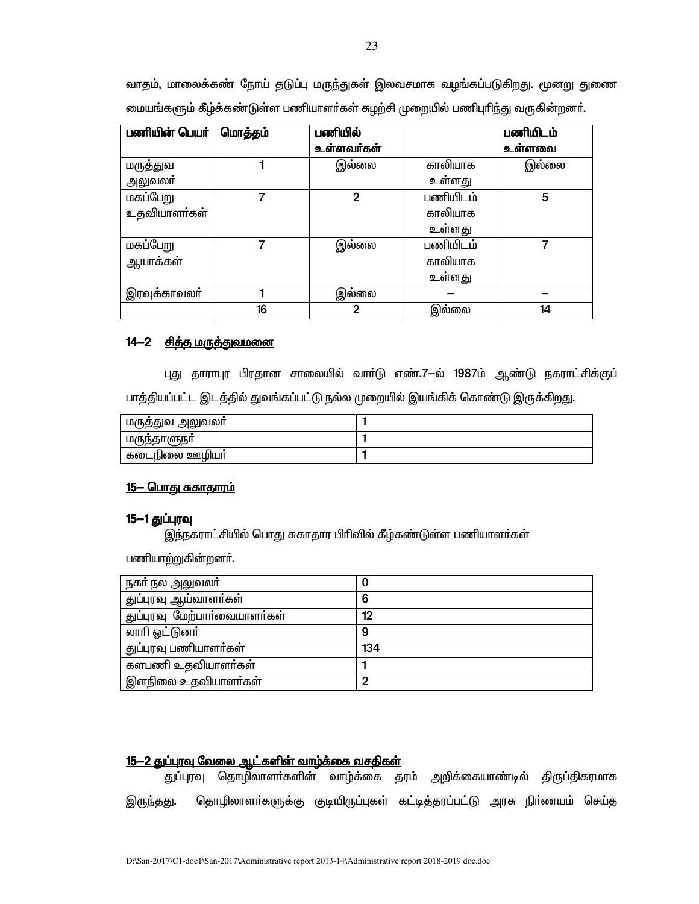வாதம், மாலைக்கண் நோய் தடுப்பு மருந்துகள் இலவசமாக வழங்கப்படுகிறது. மூனறு துணை மையங்களும் கீழ்க்கண்டுள்ள பணியாளர்கள் சுழற்சி முறையில் பணிபுரிந்து வருகின்றனர்.

| பணியின் பெயர் | மொத்தம் | பணியில் உள்ளவர்கள் | | பணியிடம் உள்ளவை |
|---|---|---|---|---|
| மருத்துவ அலுவலர் | 1 | இல்லை | காலியாக உள்ளது | இல்லை |
| மகப்பேறு உதவியாளர்கள் | 7 | 2 | பணியிடம் காலியாக உள்ளது | 5 |
| மகப்பேறு ஆயாக்கள் | 7 | இல்லை | பணியிடம் காலியாக உள்ளது | 7 |
| இரவுக்காவலர் | 1 | இல்லை | – | – |
| | 16 | 2 | இல்லை | 14 |

## 14–2 சித்த மருத்துவமனை

புது தாராபுர பிரதான சாலையில் வார்டு எண்.7–ல் 1987ம் ஆண்டு நகராட்சிக்குப் பாத்தியப்பட்ட இடத்தில் துவங்கப்பட்டு நல்ல முறையில் இயங்கிக் கொண்டு இருக்கிறது.

| மருத்துவ அலுவலர் | 1 |
|---|---|
| மருந்தாளுநர் | 1 |
| கடைநிலை ஊழியர் | 1 |

## 15– பொது சுகாதாரம்

### 15–1 துப்புரவு

இந்நகராட்சியில் பொது சுகாதார பிரிவில் கீழ்கண்டுள்ள பணியாளர்கள் பணியாற்றுகின்றனர்.

| நகர் நல அலுவலர் | 0 |
|---|---|
| துப்புரவு ஆய்வாளர்கள் | 6 |
| துப்புரவு மேற்பார்வையாளர்கள் | 12 |
| லாரி ஓட்டுனர் | 9 |
| துப்புரவு பணியாளர்கள் | 134 |
| களபணி உதவியாளர்கள் | 1 |
| இளநிலை உதவியாளர்கள் | 2 |

### 15–2 துப்புரவு வேலை ஆட்களின் வாழ்க்கை வசதிகள்

துப்புரவு தொழிலாளர்களின் வாழ்க்கை தரம் அறிக்கையாண்டில் திருப்திகரமாக இருந்தது. தொழிலாளர்களுக்கு குடியிருப்புகள் கட்டித்தரப்பட்டு அரசு நிர்ணயம் செய்த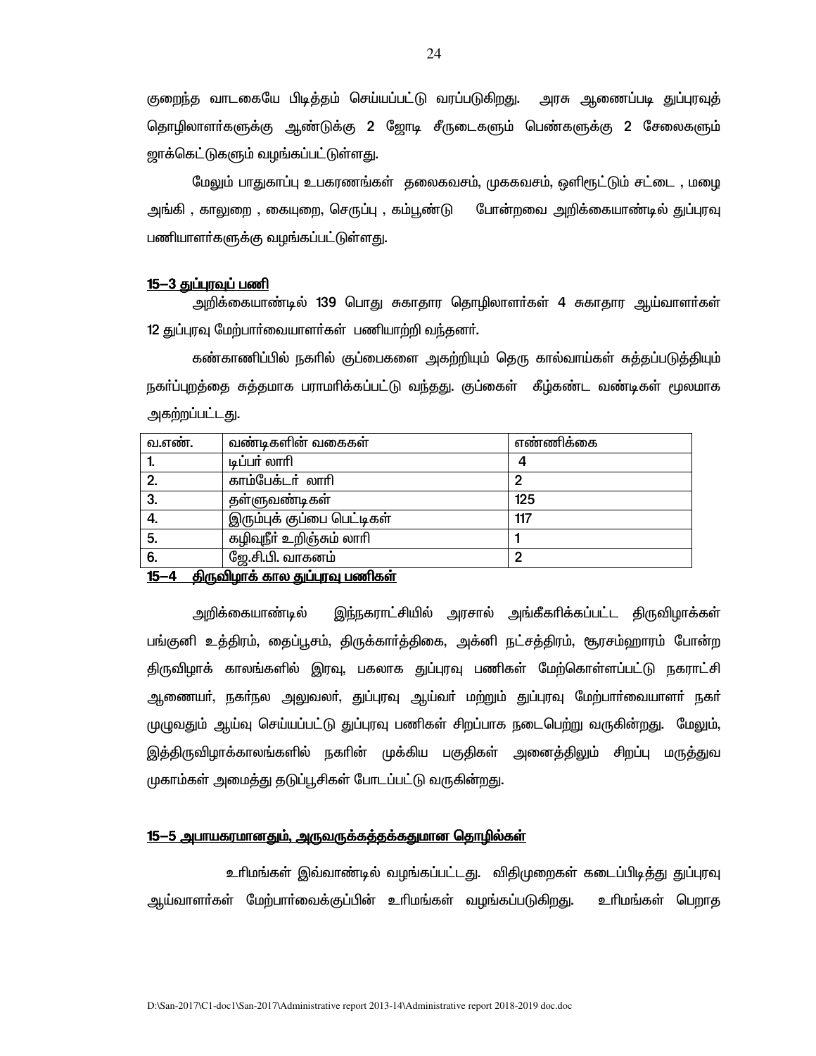குறைந்த வாடகையே பிடித்தம் செய்யப்பட்டு வரப்படுகிறது. அரசு ஆணைப்படி துப்புரவுத் தொழிலாளர்களுக்கு ஆண்டுக்கு 2 ஜோடி சீருடைகளும் பெண்களுக்கு 2 சேலைகளும் ஜாக்கெட்டுகளும் வழங்கப்பட்டுள்ளது.

மேலும் பாதுகாப்பு உபகரணங்கள் தலைகவசம், முககவசம், ஒளிரூட்டும் சட்டை , மழை அங்கி , காலுறை , கையுறை, செருப்பு , கம்பூண்டு போன்றவை அறிக்கையாண்டில் துப்புரவு பணியாளர்களுக்கு வழங்கப்பட்டுள்ளது.

## 15–3 துப்புரவுப் பணி

அறிக்கையாண்டில் 139 பொது சுகாதார தொழிலாளர்கள் 4 சுகாதார ஆய்வாளர்கள் 12 துப்புரவு மேற்பார்வையாளர்கள் பணியாற்றி வந்தனர்.

கண்காணிப்பில் நகரில் குப்பைகளை அகற்றியும் தெரு கால்வாய்கள் சுத்தப்படுத்தியும் நகர்ப்புறத்தை சுத்தமாக பராமரிக்கப்பட்டு வந்தது. குப்கைள் கீழ்கண்ட வண்டிகள் மூலமாக அகற்றப்பட்டது.

| வ.எண். | வண்டிகளின் வகைகள் | எண்ணிக்கை |
|---|---|---|
| 1. | டிப்பர் லாரி | 4 |
| 2. | காம்பேக்டர் லாரி | 2 |
| 3. | தள்ளுவண்டிகள் | 125 |
| 4. | இரும்புக் குப்பை பெட்டிகள் | 117 |
| 5. | கழிவுநீர் உறிஞ்சும் லாரி | 1 |
| 6. | ஜே.சி.பி. வாகனம் | 2 |

## 15–4 திருவிழாக் கால துப்புரவு பணிகள்

அறிக்கையாண்டில் இந்நகராட்சியில் அரசால் அங்கீகரிக்கப்பட்ட திருவிழாக்கள் பங்குனி உத்திரம், தைப்பூசம், திருக்கார்த்திகை, அக்னி நட்சத்திரம், சூரசம்ஹாரம் போன்ற திருவிழாக் காலங்களில் இரவு, பகலாக துப்புரவு பணிகள் மேற்கொள்ளப்பட்டு நகராட்சி ஆணையர், நகர்நல அலுவலர், துப்புரவு ஆய்வர் மற்றும் துப்புரவு மேற்பார்வையாளர் நகர் முழுவதும் ஆய்வு செய்யப்பட்டு துப்புரவு பணிகள் சிறப்பாக நடைபெற்று வருகின்றது. மேலும், இத்திருவிழாக்காலங்களில் நகரின் முக்கிய பகுதிகள் அனைத்திலும் சிறப்பு மருத்துவ முகாம்கள் அமைத்து தடுப்பூசிகள் போடப்பட்டு வருகின்றது.

## 15–5 அபாயகரமானதும், அருவருக்கத்தக்கதுமான தொழில்கள்

உரிமங்கள் இவ்வாண்டில் வழங்கப்பட்டது. விதிமுறைகள் கடைப்பிடித்து துப்புரவு ஆய்வாளர்கள் மேற்பார்வைக்குப்பின் உரிமங்கள் வழங்கப்படுகிறது. உரிமங்கள் பெறாத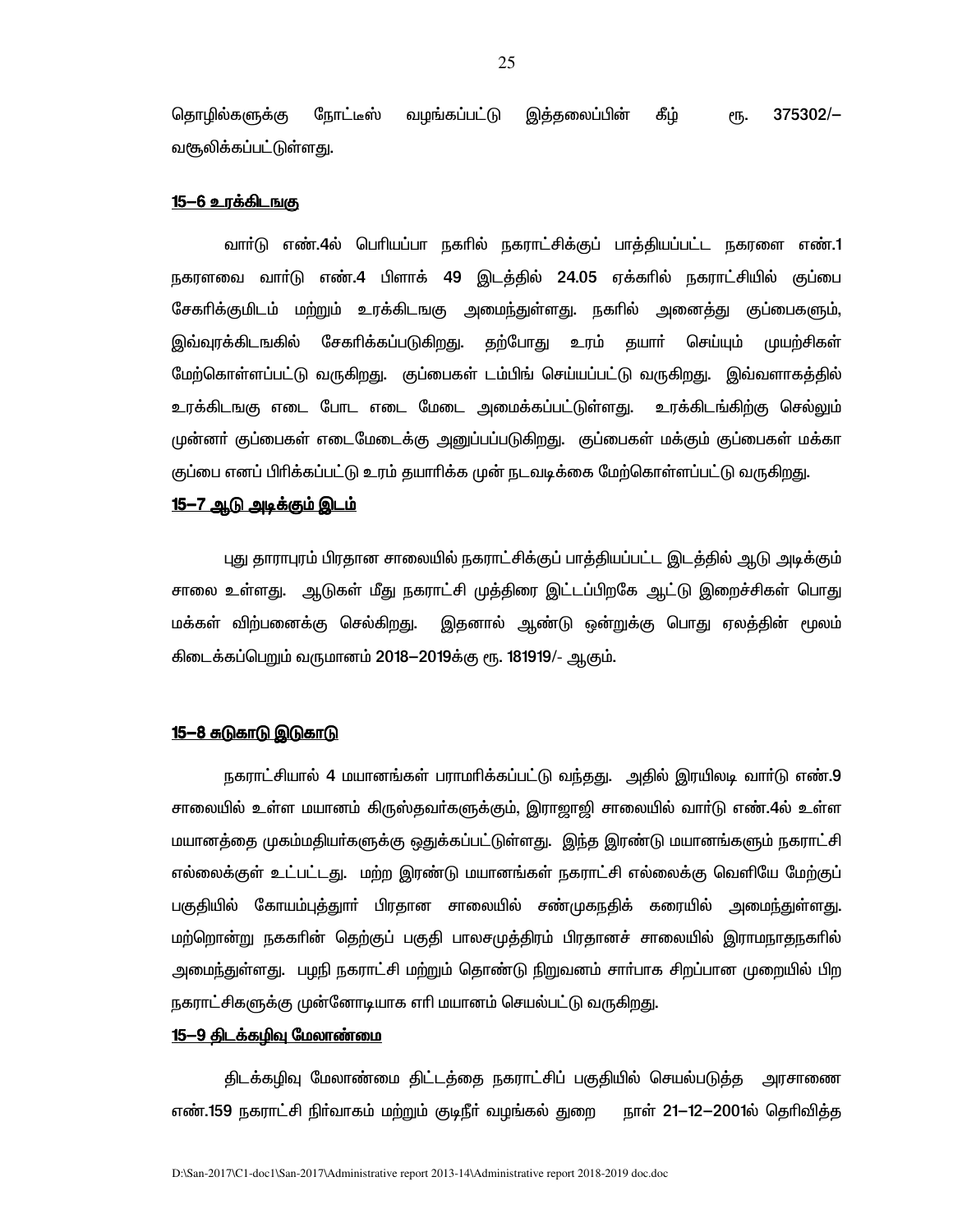தொழில்களுக்கு நோட்டீஸ் வழங்கப்பட்டு இத்தலைப்பின் கீழ் ரூ. 375302/– வசூலிக்கப்பட்டுள்ளது.

**15–6 உரக்கிடங்கு**

வார்டு எண்.4ல் பெரியப்பா நகரில் நகராட்சிக்குப் பாத்தியப்பட்ட நகரளை எண்.1 நகரளவை வார்டு எண்.4 பிளாக் 49 இடத்தில் 24.05 ஏக்கரில் நகராட்சியில் குப்பை சேகரிக்குமிடம் மற்றும் உரக்கிடங்கு அமைந்துள்ளது. நகரில் அனைத்து குப்பைகளும், இவ்வுரக்கிடங்கில் சேகரிக்கப்படுகிறது. தற்போது உரம் தயார் செய்யும் முயற்சிகள் மேற்கொள்ளப்பட்டு வருகிறது. குப்பைகள் டம்பிங் செய்யப்பட்டு வருகிறது. இவ்வளாகத்தில் உரக்கிடங்கு எடை போட எடை மேடை அமைக்கப்பட்டுள்ளது. உரக்கிடங்கிற்கு செல்லும் முன்னர் குப்பைகள் எடைமேடைக்கு அனுப்பப்படுகிறது. குப்பைகள் மக்கும் குப்பைகள் மக்கா குப்பை எனப் பிரிக்கப்பட்டு உரம் தயாரிக்க முன் நடவடிக்கை மேற்கொள்ளப்பட்டு வருகிறது.

**15–7 ஆடு அடிக்கும் இடம்**

புது தாராபுரம் பிரதான சாலையில் நகராட்சிக்குப் பாத்தியப்பட்ட இடத்தில் ஆடு அடிக்கும் சாலை உள்ளது. ஆடுகள் மீது நகராட்சி முத்திரை இட்டப்பிறகே ஆட்டு இறைச்சிகள் பொது மக்கள் விற்பனைக்கு செல்கிறது. இதனால் ஆண்டு ஒன்றுக்கு பொது ஏலத்தின் மூலம் கிடைக்கப்பெறும் வருமானம் 2018–2019க்கு ரூ. 181919/- ஆகும்.

**15–8 சுடுகாடு இடுகாடு**

நகராட்சியால் 4 மயானங்கள் பராமரிக்கப்பட்டு வந்தது. அதில் இரயிலடி வார்டு எண்.9 சாலையில் உள்ள மயானம் கிருஸ்தவர்களுக்கும், இராஜாஜி சாலையில் வார்டு எண்.4ல் உள்ள மயானத்தை முகம்மதியர்களுக்கு ஒதுக்கப்பட்டுள்ளது. இந்த இரண்டு மயானங்களும் நகராட்சி எல்லைக்குள் உட்பட்டது. மற்ற இரண்டு மயானங்கள் நகராட்சி எல்லைக்கு வெளியே மேற்குப் பகுதியில் கோயம்புத்துார் பிரதான சாலையில் சண்முகநதிக் கரையில் அமைந்துள்ளது. மற்றொன்று நககரின் தெற்குப் பகுதி பாலசமுத்திரம் பிரதானச் சாலையில் இராமநாதநகரில் அமைந்துள்ளது. பழநி நகராட்சி மற்றும் தொண்டு நிறுவனம் சார்பாக சிறப்பான முறையில் பிற நகராட்சிகளுக்கு முன்னோடியாக எரி மயானம் செயல்பட்டு வருகிறது.

**15–9 திடக்கழிவு மேலாண்மை**

திடக்கழிவு மேலாண்மை திட்டத்தை நகராட்சிப் பகுதியில் செயல்படுத்த அரசாணை எண்.159 நகராட்சி நிர்வாகம் மற்றும் குடிநீர் வழங்கல் துறை நாள் 21–12–2001ல் தெரிவித்த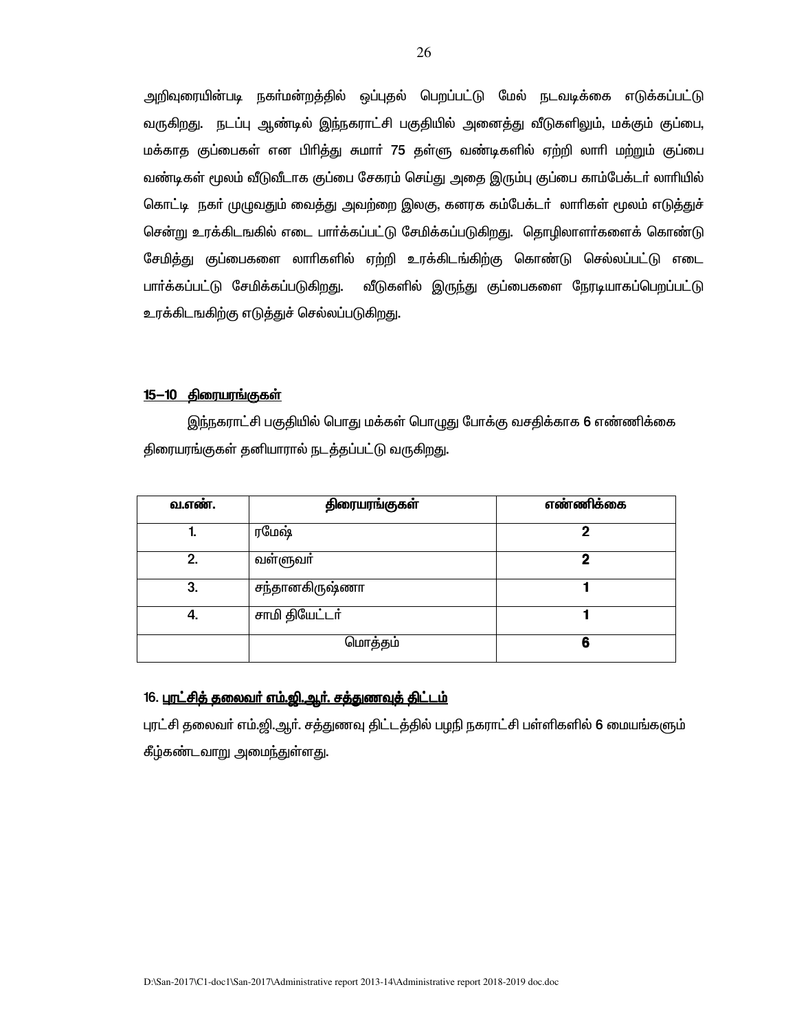அறிவுரையின்படி நகர்மன்றத்தில் ஒப்புதல் பெறப்பட்டு மேல் நடவடிக்கை எடுக்கப்பட்டு வருகிறது. நடப்பு ஆண்டில் இந்நகராட்சி பகுதியில் அனைத்து வீடுகளிலும், மக்கும் குப்பை, மக்காத குப்பைகள் என பிரித்து சுமார் 75 தள்ளு வண்டிகளில் ஏற்றி லாரி மற்றும் குப்பை வண்டிகள் மூலம் வீடுவீடாக குப்பை சேகரம் செய்து அதை இரும்பு குப்பை காம்பேக்டர் லாரியில் கொட்டி நகர் முழுவதும் வைத்து அவற்றை இலகு, கனரக கம்பேக்டர் லாரிகள் மூலம் எடுத்துச் சென்று உரக்கிடஙகில் எடை பார்க்கப்பட்டு சேமிக்கப்படுகிறது. தொழிலாளர்களைக் கொண்டு சேமித்து குப்பைகளை லாரிகளில் ஏற்றி உரக்கிடங்கிற்கு கொண்டு செல்லப்பட்டு எடை பார்க்கப்பட்டு சேமிக்கப்படுகிறது. வீடுகளில் இருந்து குப்பைகளை நேரடியாகப்பெறப்பட்டு உரக்கிடஙகிற்கு எடுத்துச் செல்லப்படுகிறது.

## 15–10 திரையரங்குகள்

இந்நகராட்சி பகுதியில் பொது மக்கள் பொழுது போக்கு வசதிக்காக 6 எண்ணிக்கை திரையரங்குகள் தனியாரால் நடத்தப்பட்டு வருகிறது.

| வ.எண். | திரையரங்குகள் | எண்ணிக்கை |
|---|---|---|
| 1. | ரமேஷ் | **2** |
| 2. | வள்ளுவர் | **2** |
| 3. | சந்தானகிருஷ்ணா | **1** |
| 4. | சாமி தியேட்டர் | **1** |
| | மொத்தம் | **6** |

## 16. புரட்சித் தலைவர் எம்.ஜி.ஆர். சத்துணவுத் திட்டம்

புரட்சி தலைவர் எம்.ஜி.ஆர். சத்துணவு திட்டத்தில் பழநி நகராட்சி பள்ளிகளில் 6 மையங்களும் கீழ்கண்டவாறு அமைந்துள்ளது.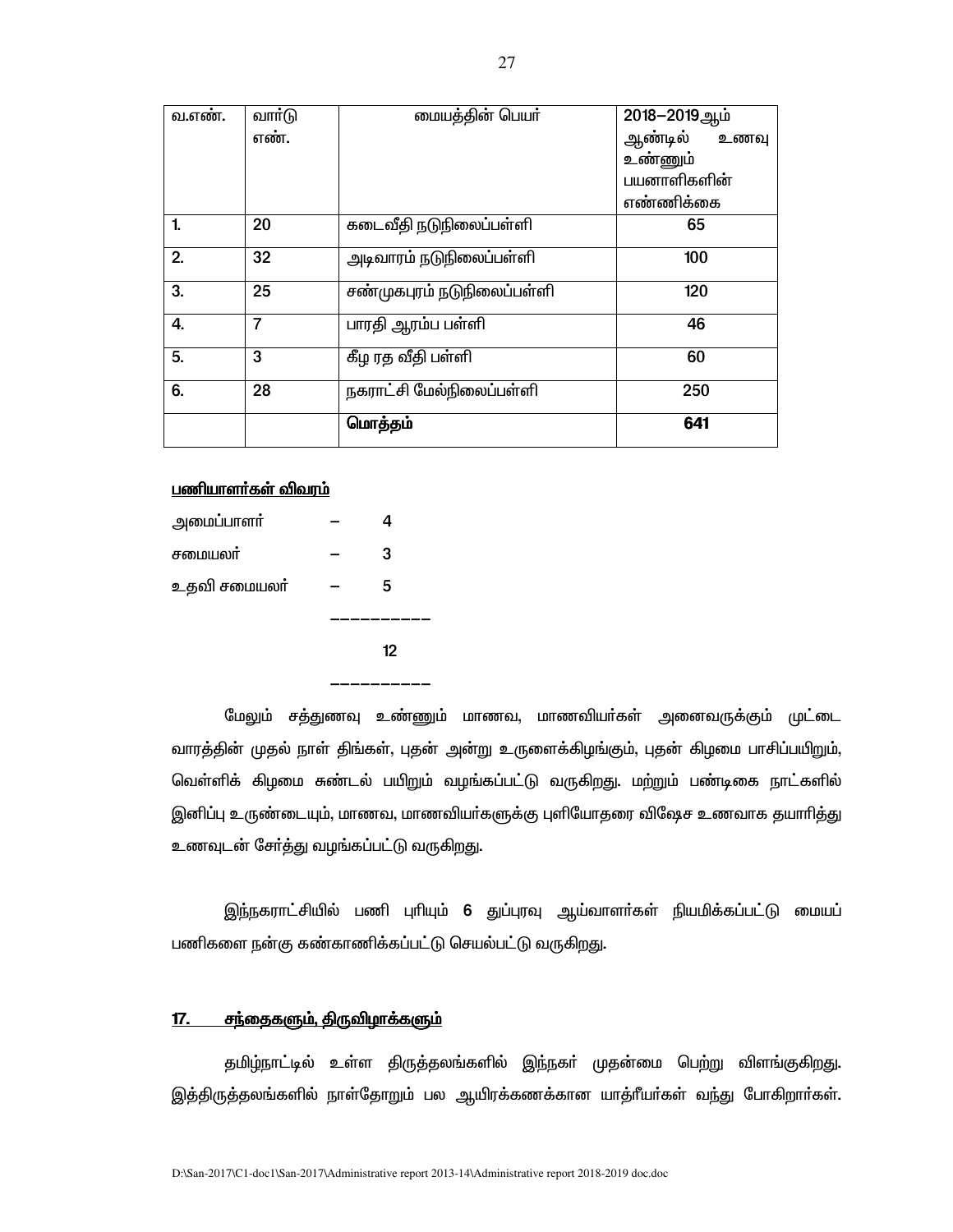| வ.எண். | வார்டு எண். | மையத்தின் பெயர் | 2018–2019ஆம் ஆண்டில் உணவு உண்ணும் பயனாளிகளின் எண்ணிக்கை |
|---|---|---|---|
| 1. | 20 | கடைவீதி நடுநிலைப்பள்ளி | 65 |
| 2. | 32 | அடிவாரம் நடுநிலைப்பள்ளி | 100 |
| 3. | 25 | சண்முகபுரம் நடுநிலைப்பள்ளி | 120 |
| 4. | 7 | பாரதி ஆரம்ப பள்ளி | 46 |
| 5. | 3 | கீழ ரத வீதி பள்ளி | 60 |
| 6. | 28 | நகராட்சி மேல்நிலைப்பள்ளி | 250 |
| | | **மொத்தம்** | **641** |

**பணியாளர்கள் விவரம்**

அமைப்பாளர் – 4

சமையலர் – 3

உதவி சமையலர் – 5

----------

12

----------

மேலும் சத்துணவு உண்ணும் மாணவ, மாணவியர்கள் அனைவருக்கும் முட்டை வாரத்தின் முதல் நாள் திங்கள், புதன் அன்று உருளைக்கிழங்கும், புதன் கிழமை பாசிப்பயிறும், வெள்ளிக் கிழமை சுண்டல் பயிறும் வழங்கப்பட்டு வருகிறது. மற்றும் பண்டிகை நாட்களில் இனிப்பு உருண்டையும், மாணவ, மாணவியர்களுக்கு புளியோதரை விஷேச உணவாக தயாரித்து உணவுடன் சேர்த்து வழங்கப்பட்டு வருகிறது.

இந்நகராட்சியில் பணி புரியும் 6 துப்புரவு ஆய்வாளர்கள் நியமிக்கப்பட்டு மையப் பணிகளை நன்கு கண்காணிக்கப்பட்டு செயல்பட்டு வருகிறது.

## 17. சந்தைகளும், திருவிழாக்களும்

தமிழ்நாட்டில் உள்ள திருத்தலங்களில் இந்நகர் முதன்மை பெற்று விளங்குகிறது. இத்திருத்தலங்களில் நாள்தோறும் பல ஆயிரக்கணக்கான யாத்ரீயர்கள் வந்து போகிறார்கள்.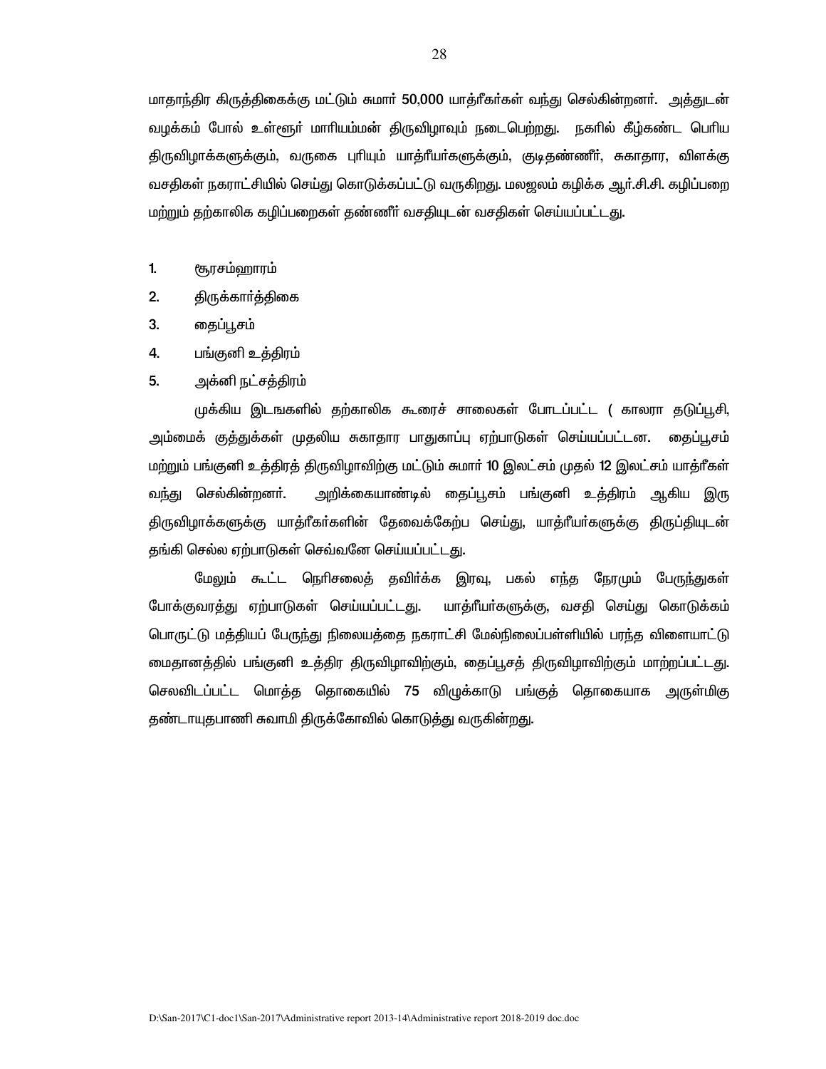மாதாந்திர கிருத்திகைக்கு மட்டும் சுமார் 50,000 யாத்ரீகர்கள் வந்து செல்கின்றனர். அத்துடன் வழக்கம் போல் உள்ளூர் மாரியம்மன் திருவிழாவும் நடைபெற்றது. நகரில் கீழ்கண்ட பெரிய திருவிழாக்களுக்கும், வருகை புரியும் யாத்ரீயர்களுக்கும், குடிதண்ணீர், சுகாதார, விளக்கு வசதிகள் நகராட்சியில் செய்து கொடுக்கப்பட்டு வருகிறது. மலஜலம் கழிக்க ஆர்.சி.சி. கழிப்பறை மற்றும் தற்காலிக கழிப்பறைகள் தண்ணீர் வசதியுடன் வசதிகள் செய்யப்பட்டது.

1. சூரசம்ஹாரம்
2. திருக்கார்த்திகை
3. தைப்பூசம்
4. பங்குனி உத்திரம்
5. அக்னி நட்சத்திரம்

முக்கிய இடங்களில் தற்காலிக கூரைச் சாலைகள் போடப்பட்ட ( காலரா தடுப்பூசி, அம்மைக் குத்துக்கள் முதலிய சுகாதார பாதுகாப்பு ஏற்பாடுகள் செய்யப்பட்டன. தைப்பூசம் மற்றும் பங்குனி உத்திரத் திருவிழாவிற்கு மட்டும் சுமார் 10 இலட்சம் முதல் 12 இலட்சம் யாத்ரீகள் வந்து செல்கின்றனர். அறிக்கையாண்டில் தைப்பூசம் பங்குனி உத்திரம் ஆகிய இரு திருவிழாக்களுக்கு யாத்ரீகர்களின் தேவைக்கேற்ப செய்து, யாத்ரீயர்களுக்கு திருப்தியுடன் தங்கி செல்ல ஏற்பாடுகள் செவ்வனே செய்யப்பட்டது.

மேலும் கூட்ட நெரிசலைத் தவிர்க்க இரவு, பகல் எந்த நேரமும் பேருந்துகள் போக்குவரத்து ஏற்பாடுகள் செய்யப்பட்டது. யாத்ரீயர்களுக்கு, வசதி செய்து கொடுக்கம் பொருட்டு மத்தியப் பேருந்து நிலையத்தை நகராட்சி மேல்நிலைப்பள்ளியில் பரந்த விளையாட்டு மைதானத்தில் பங்குனி உத்திர திருவிழாவிற்கும், தைப்பூசத் திருவிழாவிற்கும் மாற்றப்பட்டது. செலவிடப்பட்ட மொத்த தொகையில் 75 விழுக்காடு பங்குத் தொகையாக அருள்மிகு தண்டாயுதபாணி சுவாமி திருக்கோவில் கொடுத்து வருகின்றது.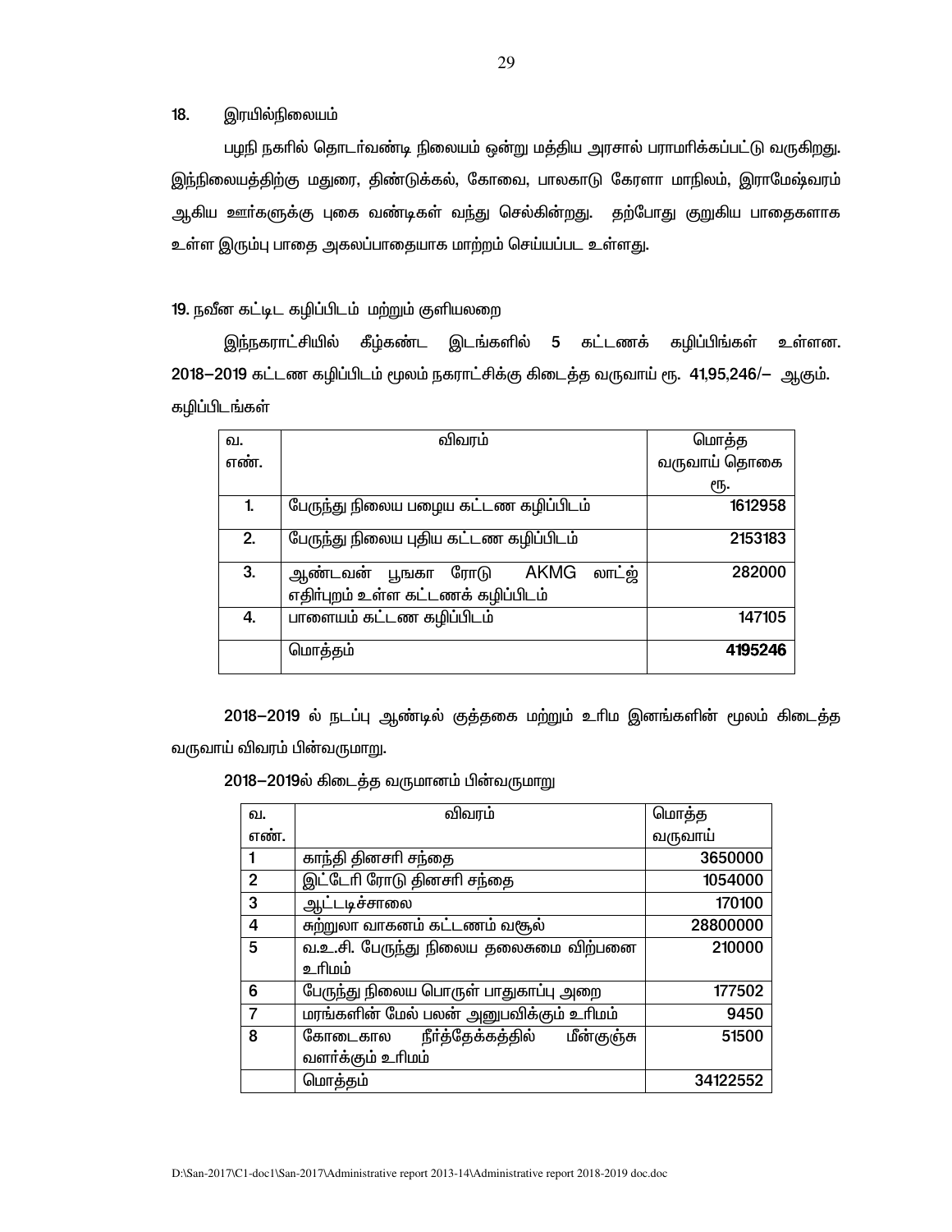## 18. இரயில்நிலையம்

பழநி நகரில் தொடர்வண்டி நிலையம் ஒன்று மத்திய அரசால் பராமரிக்கப்பட்டு வருகிறது. இந்நிலையத்திற்கு மதுரை, திண்டுக்கல், கோவை, பாலகாடு கேரளா மாநிலம், இராமேஷ்வரம் ஆகிய ஊர்களுக்கு புகை வண்டிகள் வந்து செல்கின்றது. தற்போது குறுகிய பாதைகளாக உள்ள இரும்பு பாதை அகலப்பாதையாக மாற்றம் செய்யப்பட உள்ளது.

## 19. நவீன கட்டிட கழிப்பிடம் மற்றும் குளியலறை

இந்நகராட்சியில் கீழ்கண்ட இடங்களில் 5 கட்டணக் கழிப்பிங்கள் உள்ளன. 2018–2019 கட்டண கழிப்பிடம் மூலம் நகராட்சிக்கு கிடைத்த வருவாய் ரூ. 41,95,246/– ஆகும். கழிப்பிடங்கள்

| வ. எண். | விவரம் | மொத்த வருவாய் தொகை ரூ. |
|---|---|---|
| 1. | பேருந்து நிலைய பழைய கட்டண கழிப்பிடம் | 1612958 |
| 2. | பேருந்து நிலைய புதிய கட்டண கழிப்பிடம் | 2153183 |
| 3. | ஆண்டவன் பூஙகா ரோடு AKMG லாட்ஜ் எதிர்புறம் உள்ள கட்டணக் கழிப்பிடம் | 282000 |
| 4. | பாளையம் கட்டண கழிப்பிடம் | 147105 |
| | மொத்தம் | **4195246** |

2018–2019 ல் நடப்பு ஆண்டில் குத்தகை மற்றும் உரிம இனங்களின் மூலம் கிடைத்த வருவாய் விவரம் பின்வருமாறு.

2018–2019ல் கிடைத்த வருமானம் பின்வருமாறு

| வ. எண். | விவரம் | மொத்த வருவாய் |
|---|---|---|
| 1 | காந்தி தினசரி சந்தை | 3650000 |
| 2 | இட்டேரி ரோடு தினசரி சந்தை | 1054000 |
| 3 | ஆட்டடிச்சாலை | 170100 |
| 4 | சுற்றுலா வாகனம் கட்டணம் வசூல் | 28800000 |
| 5 | வ.உ.சி. பேருந்து நிலைய தலைசுமை விற்பனை உரிமம் | 210000 |
| 6 | பேருந்து நிலைய பொருள் பாதுகாப்பு அறை | 177502 |
| 7 | மரங்களின் மேல் பலன் அனுபவிக்கும் உரிமம் | 9450 |
| 8 | கோடைகால நீர்த்தேக்கத்தில் மீன்குஞ்சு வளர்க்கும் உரிமம் | 51500 |
| | மொத்தம் | 34122552 |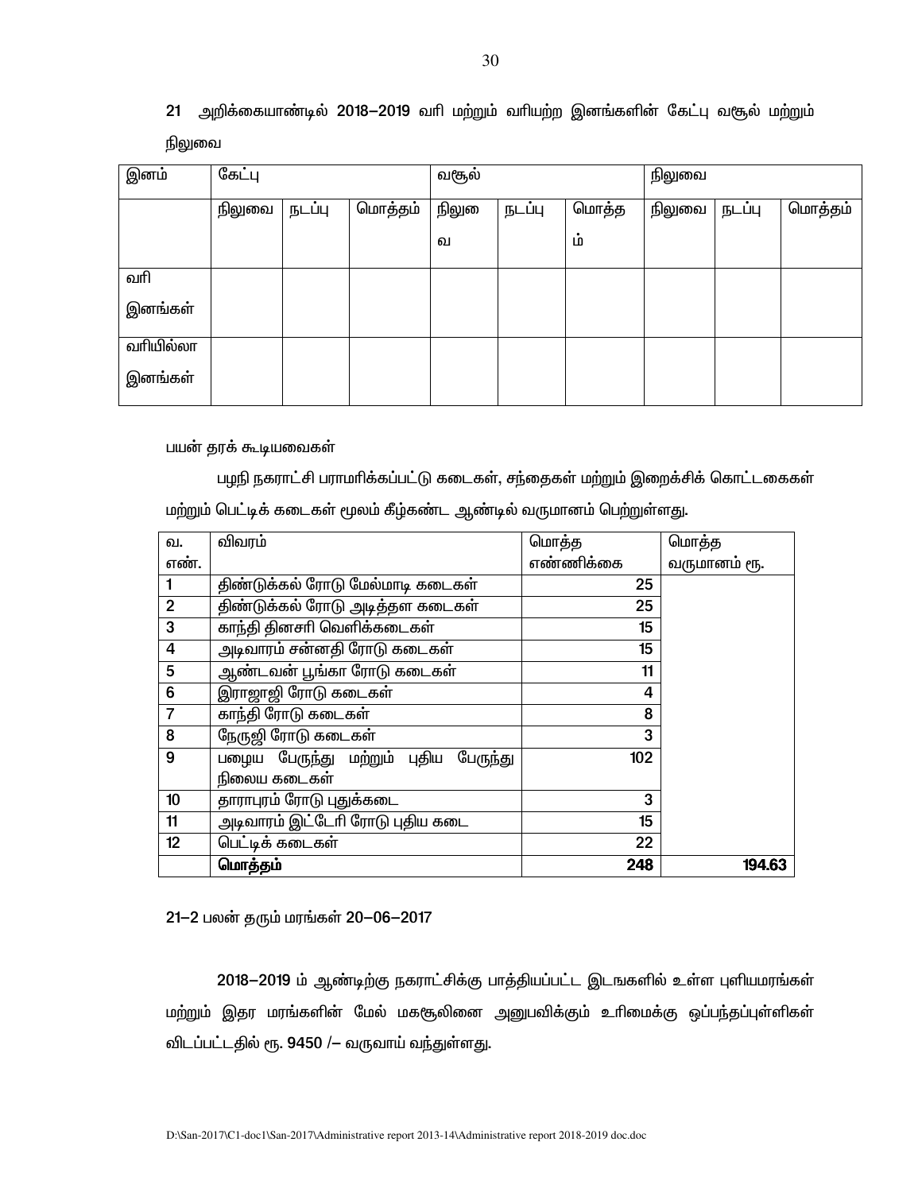21 அறிக்கையாண்டில் 2018–2019 வரி மற்றும் வரியற்ற இனங்களின் கேட்பு வசூல் மற்றும் நிலுவை

| இனம் | கேட்பு | | | வசூல் | | | நிலுவை | | |
|---|---|---|---|---|---|---|---|---|---|
| | நிலுவை | நடப்பு | மொத்தம் | நிலுவை | நடப்பு | மொத்தம் | நிலுவை | நடப்பு | மொத்தம் |
| வரி இனங்கள் | | | | | | | | | |
| வரியில்லா இனங்கள் | | | | | | | | | |

பயன் தரக் கூடியவைகள்

பழநி நகராட்சி பராமரிக்கப்பட்டு கடைகள், சந்தைகள் மற்றும் இறைச்சிக் கொட்டகைகள் மற்றும் பெட்டிக் கடைகள் மூலம் கீழ்கண்ட ஆண்டில் வருமானம் பெற்றுள்ளது.

| வ. எண். | விவரம் | மொத்த எண்ணிக்கை | மொத்த வருமானம் ரூ. |
|---|---|---|---|
| 1 | திண்டுக்கல் ரோடு மேல்மாடி கடைகள் | 25 | |
| 2 | திண்டுக்கல் ரோடு அடித்தள கடைகள் | 25 | |
| 3 | காந்தி தினசரி வெளிக்கடைகள் | 15 | |
| 4 | அடிவாரம் சன்னதி ரோடு கடைகள் | 15 | |
| 5 | ஆண்டவன் பூங்கா ரோடு கடைகள் | 11 | |
| 6 | இராஜாஜி ரோடு கடைகள் | 4 | |
| 7 | காந்தி ரோடு கடைகள் | 8 | |
| 8 | நேருஜி ரோடு கடைகள் | 3 | |
| 9 | பழைய பேருந்து மற்றும் புதிய பேருந்து நிலைய கடைகள் | 102 | |
| 10 | தாராபுரம் ரோடு புதுக்கடை | 3 | |
| 11 | அடிவாரம் இட்டேரி ரோடு புதிய கடை | 15 | |
| 12 | பெட்டிக் கடைகள் | 22 | |
| | **மொத்தம்** | **248** | **194.63** |

21–2 பலன் தரும் மரங்கள் 20–06–2017

2018–2019 ம் ஆண்டிற்கு நகராட்சிக்கு பாத்தியப்பட்ட இடங்களில் உள்ள புளியமரங்கள் மற்றும் இதர மரங்களின் மேல் மகசூலினை அனுபவிக்கும் உரிமைக்கு ஒப்பந்தப்புள்ளிகள் விடப்பட்டதில் ரூ. 9450 /– வருவாய் வந்துள்ளது.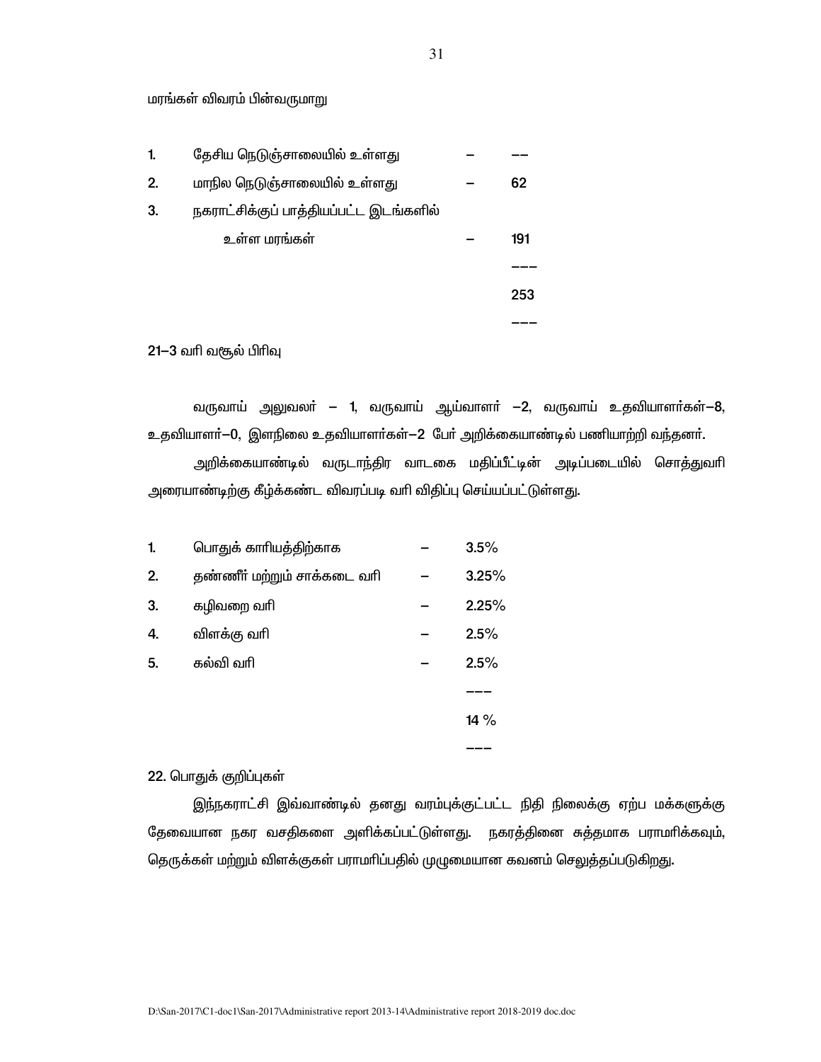மரங்கள் விவரம் பின்வருமாறு

| | | | |
|---|---|---|---|
| 1. | தேசிய நெடுஞ்சாலையில் உள்ளது | – | –– |
| 2. | மாநில நெடுஞ்சாலையில் உள்ளது | – | 62 |
| 3. | நகராட்சிக்குப் பாத்தியப்பட்ட இடங்களில் உள்ள மரங்கள் | – | 191 |
| | | | ––– |
| | | | 253 |
| | | | ––– |

21–3 வரி வசூல் பிரிவு

வருவாய் அலுவலர் – 1, வருவாய் ஆய்வாளர் –2, வருவாய் உதவியாளர்கள்–8, உதவியாளர்–0, இளநிலை உதவியாளர்கள்–2 பேர் அறிக்கையாண்டில் பணியாற்றி வந்தனர்.

அறிக்கையாண்டில் வருடாந்திர வாடகை மதிப்பீட்டின் அடிப்படையில் சொத்துவரி அரையாண்டிற்கு கீழ்க்கண்ட விவரப்படி வரி விதிப்பு செய்யப்பட்டுள்ளது.

| | | | |
|---|---|---|---|
| 1. | பொதுக் காரியத்திற்காக | – | 3.5% |
| 2. | தண்ணீர் மற்றும் சாக்கடை வரி | – | 3.25% |
| 3. | கழிவறை வரி | – | 2.25% |
| 4. | விளக்கு வரி | – | 2.5% |
| 5. | கல்வி வரி | – | 2.5% |
| | | | ––– |
| | | | 14 % |
| | | | ––– |

22. பொதுக் குறிப்புகள்

இந்நகராட்சி இவ்வாண்டில் தனது வரம்புக்குட்பட்ட நிதி நிலைக்கு ஏற்ப மக்களுக்கு தேவையான நகர வசதிகளை அளிக்கப்பட்டுள்ளது. நகரத்தினை சுத்தமாக பராமரிக்கவும், தெருக்கள் மற்றும் விளக்குகள் பராமரிப்பதில் முழுமையான கவனம் செலுத்தப்படுகிறது.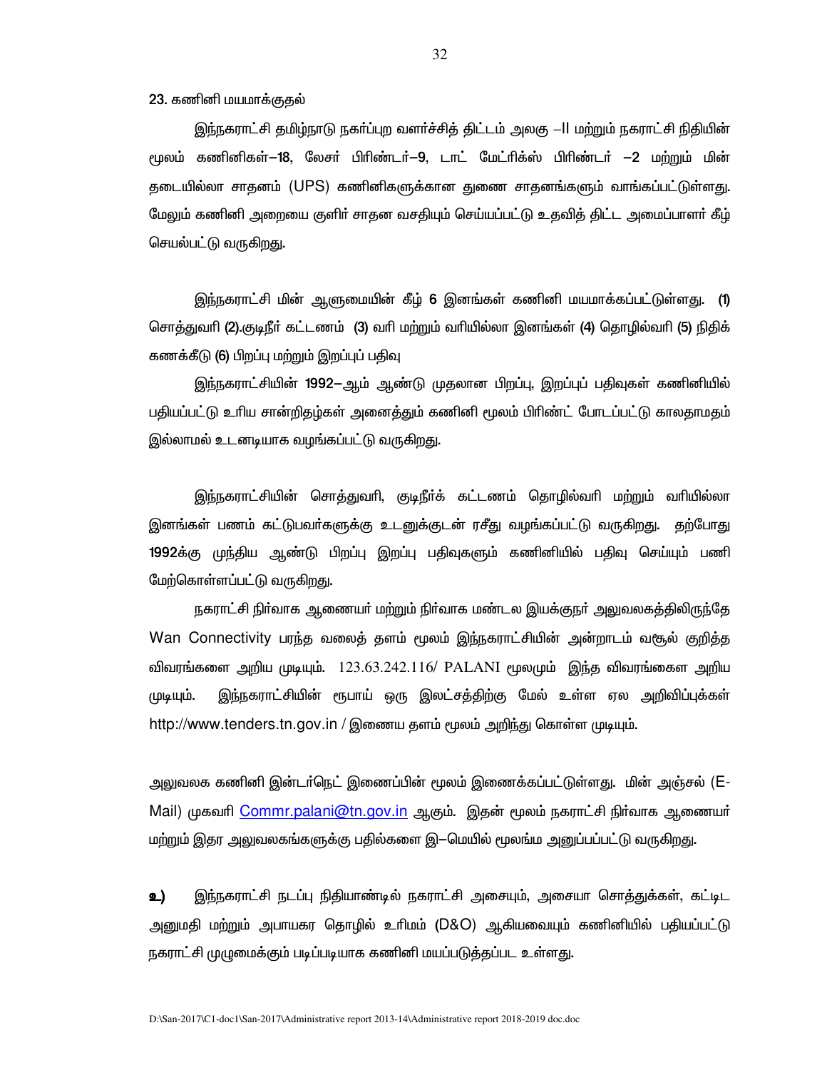23. கணினி மயமாக்குதல்

இந்நகராட்சி தமிழ்நாடு நகர்ப்புற வளர்ச்சித் திட்டம் அலகு –II மற்றும் நகராட்சி நிதியின் மூலம் கணினிகள்–18, லேசர் பிரிண்டர்–9, டாட் மேட்ரிக்ஸ் பிரிண்டர் –2 மற்றும் மின் தடையில்லா சாதனம் (UPS) கணினிகளுக்கான துணை சாதனங்களும் வாங்கப்பட்டுள்ளது. மேலும் கணினி அறையை குளிர் சாதன வசதியும் செய்யப்பட்டு உதவித் திட்ட அமைப்பாளர் கீழ் செயல்பட்டு வருகிறது.

இந்நகராட்சி மின் ஆளுமையின் கீழ் 6 இனங்கள் கணினி மயமாக்கப்பட்டுள்ளது. (1) சொத்துவரி (2).குடிநீர் கட்டணம் (3) வரி மற்றும் வரியில்லா இனங்கள் (4) தொழில்வரி (5) நிதிக் கணக்கீடு (6) பிறப்பு மற்றும் இறப்புப் பதிவு

இந்நகராட்சியின் 1992–ஆம் ஆண்டு முதலான பிறப்பு, இறப்புப் பதிவுகள் கணினியில் பதியப்பட்டு உரிய சான்றிதழ்கள் அனைத்தும் கணினி மூலம் பிரிண்ட் போடப்பட்டு காலதாமதம் இல்லாமல் உடனடியாக வழங்கப்பட்டு வருகிறது.

இந்நகராட்சியின் சொத்துவரி, குடிநீர்க் கட்டணம் தொழில்வரி மற்றும் வரியில்லா இனங்கள் பணம் கட்டுபவர்களுக்கு உடனுக்குடன் ரசீது வழங்கப்பட்டு வருகிறது. தற்போது 1992க்கு முந்திய ஆண்டு பிறப்பு இறப்பு பதிவுகளும் கணினியில் பதிவு செய்யும் பணி மேற்கொள்ளப்பட்டு வருகிறது.

நகராட்சி நிர்வாக ஆணையர் மற்றும் நிர்வாக மண்டல இயக்குநர் அலுவலகத்திலிருந்தே Wan Connectivity பரந்த வலைத் தளம் மூலம் இந்நகராட்சியின் அன்றாடம் வசூல் குறித்த விவரங்களை அறிய முடியும். 123.63.242.116/ PALANI மூலமும் இந்த விவரங்கைள அறிய முடியும். இந்நகராட்சியின் ரூபாய் ஒரு இலட்சத்திற்கு மேல் உள்ள ஏல அறிவிப்புக்கள் http://www.tenders.tn.gov.in / இணைய தளம் மூலம் அறிந்து கொள்ள முடியும்.

அலுவலக கணினி இன்டர்நெட் இணைப்பின் மூலம் இணைக்கப்பட்டுள்ளது. மின் அஞ்சல் (E-Mail) முகவரி Commr.palani@tn.gov.in ஆகும். இதன் மூலம் நகராட்சி நிர்வாக ஆணையர் மற்றும் இதர அலுவலகங்களுக்கு பதில்களை இ–மெயில் மூலங்ம அனுப்பப்பட்டு வருகிறது.

**உ)** இந்நகராட்சி நடப்பு நிதியாண்டில் நகராட்சி அசையும், அசையா சொத்துக்கள், கட்டிட அனுமதி மற்றும் அபாயகர தொழில் உரிமம் (D&O) ஆகியவையும் கணினியில் பதியப்பட்டு நகராட்சி முழுமைக்கும் படிப்படியாக கணினி மயப்படுத்தப்பட உள்ளது.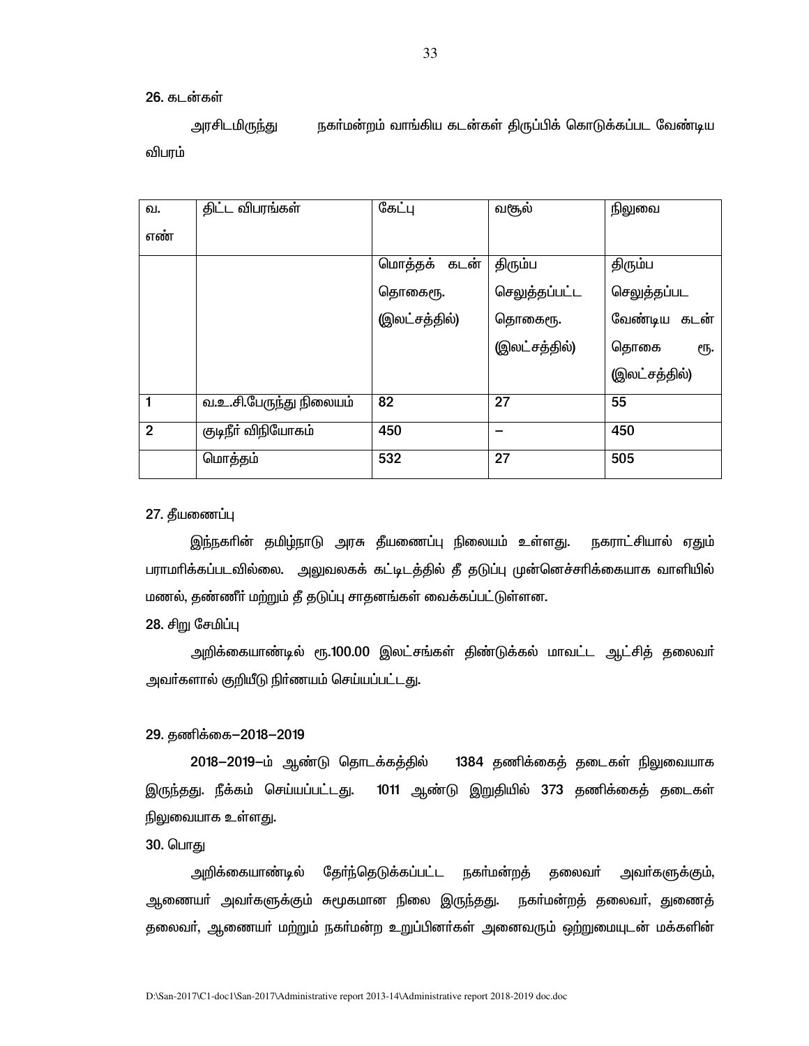26. கடன்கள்

அரசிடமிருந்து நகர்மன்றம் வாங்கிய கடன்கள் திருப்பிக் கொடுக்கப்பட வேண்டிய விபரம்

| வ. எண் | திட்ட விபரங்கள் | கேட்பு | வசூல் | நிலுவை |
|---|---|---|---|---|
| | | மொத்தக் கடன் தொகைரூ. (இலட்சத்தில்) | திரும்ப செலுத்தப்பட்ட தொகைரூ. (இலட்சத்தில்) | திரும்ப செலுத்தப்பட வேண்டிய கடன் தொகை ரூ. (இலட்சத்தில்) |
| 1 | வ.உ.சி.பேருந்து நிலையம் | 82 | 27 | 55 |
| 2 | குடிநீர் விநியோகம் | 450 | – | 450 |
| | மொத்தம் | 532 | 27 | 505 |

27. தீயணைப்பு

இந்நகரின் தமிழ்நாடு அரசு தீயணைப்பு நிலையம் உள்ளது. நகராட்சியால் ஏதும் பராமரிக்கப்படவில்லை. அலுவலகக் கட்டிடத்தில் தீ தடுப்பு முன்னெச்சரிக்கையாக வாளியில் மணல், தண்ணீர் மற்றும் தீ தடுப்பு சாதனங்கள் வைக்கப்பட்டுள்ளன.

28. சிறு சேமிப்பு

அறிக்கையாண்டில் ரூ.100.00 இலட்சங்கள் திண்டுக்கல் மாவட்ட ஆட்சித் தலைவர் அவர்களால் குறியீடு நிர்ணயம் செய்யப்பட்டது.

29. தணிக்கை–2018–2019

2018–2019–ம் ஆண்டு தொடக்கத்தில் 1384 தணிக்கைத் தடைகள் நிலுவையாக இருந்தது. நீக்கம் செய்யப்பட்டது. 1011 ஆண்டு இறுதியில் 373 தணிக்கைத் தடைகள் நிலுவையாக உள்ளது.

30. பொது

அறிக்கையாண்டில் தேர்ந்தெடுக்கப்பட்ட நகர்மன்றத் தலைவர் அவர்களுக்கும், ஆணையர் அவர்களுக்கும் சுமூகமான நிலை இருந்தது. நகர்மன்றத் தலைவர், துணைத் தலைவர், ஆணையர் மற்றும் நகர்மன்ற உறுப்பினர்கள் அனைவரும் ஒற்றுமையுடன் மக்களின்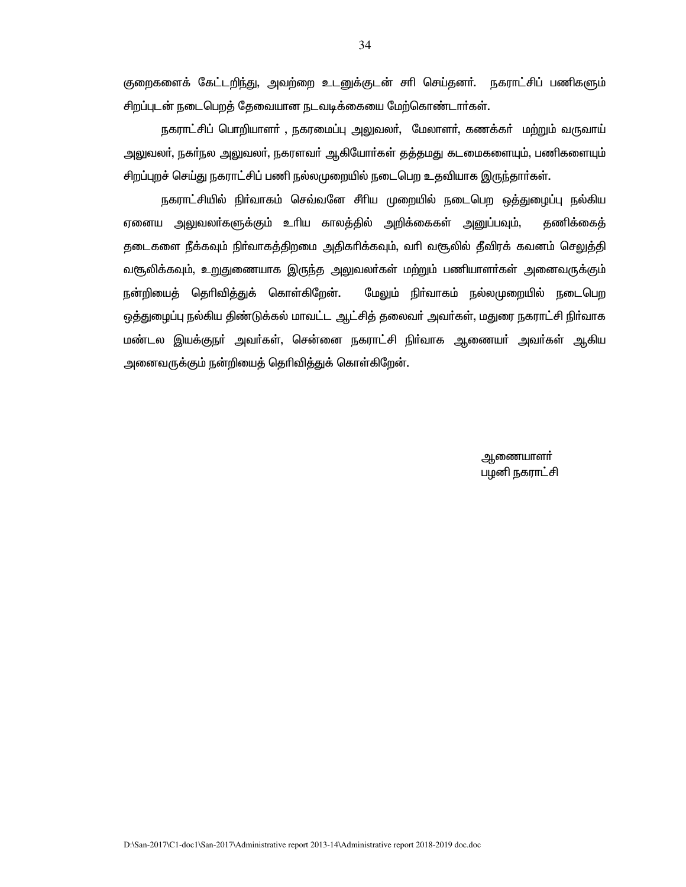குறைகளைக் கேட்டறிந்து, அவற்றை உடனுக்குடன் சரி செய்தனர். நகராட்சிப் பணிகளும் சிறப்புடன் நடைபெறத் தேவையான நடவடிக்கையை மேற்கொண்டார்கள்.

நகராட்சிப் பொறியாளர் , நகரமைப்பு அலுவலர், மேலாளர், கணக்கர் மற்றும் வருவாய் அலுவலர், நகர்நல அலுவலர், நகரளவர் ஆகியோர்கள் தத்தமது கடமைகளையும், பணிகளையும் சிறப்புறச் செய்து நகராட்சிப் பணி நல்லமுறையில் நடைபெற உதவியாக இருந்தார்கள்.

நகராட்சியில் நிர்வாகம் செவ்வனே சீரிய முறையில் நடைபெற ஒத்துழைப்பு நல்கிய ஏனைய அலுவலர்களுக்கும் உரிய காலத்தில் அறிக்கைகள் அனுப்பவும், தணிக்கைத் தடைகளை நீக்கவும் நிர்வாகத்திறமை அதிகரிக்கவும், வரி வசூலில் தீவிரக் கவனம் செலுத்தி வசூலிக்கவும், உறுதுணையாக இருந்த அலுவலர்கள் மற்றும் பணியாளர்கள் அனைவருக்கும் நன்றியைத் தெரிவித்துக் கொள்கிறேன். மேலும் நிர்வாகம் நல்லமுறையில் நடைபெற ஒத்துழைப்பு நல்கிய திண்டுக்கல் மாவட்ட ஆட்சித் தலைவர் அவர்கள், மதுரை நகராட்சி நிர்வாக மண்டல இயக்குநர் அவர்கள், சென்னை நகராட்சி நிர்வாக ஆணையர் அவர்கள் ஆகிய அனைவருக்கும் நன்றியைத் தெரிவித்துக் கொள்கிறேன்.

ஆணையாளர்
பழனி நகராட்சி

D:\San-2017\C1-doc1\San-2017\Administrative report 2013-14\Administrative report 2018-2019 doc.doc